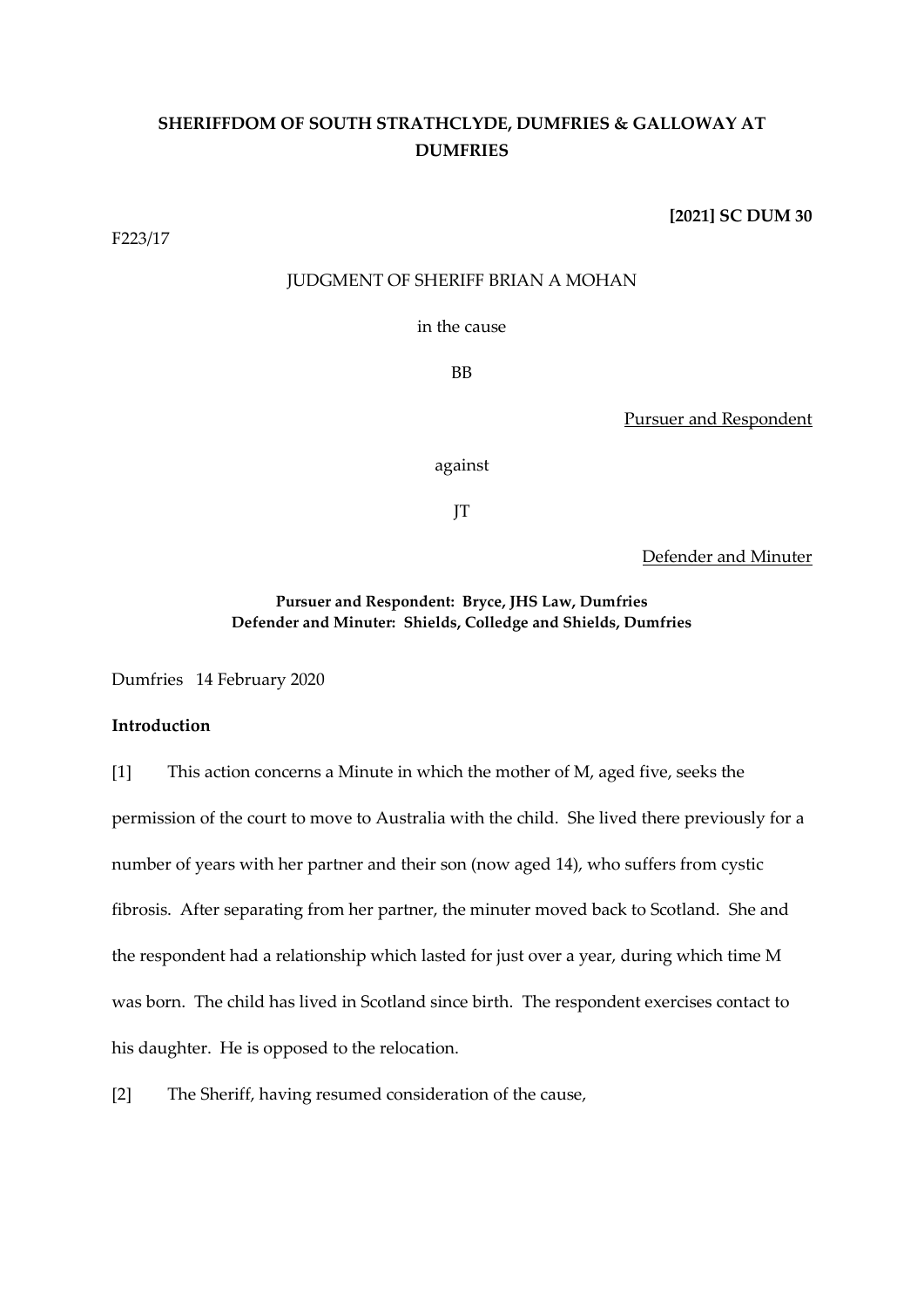**SHERIFFDOM OF SOUTH STRATHCLYDE, DUMFRIES & GALLOWAY AT DUMFRIES**

**[2021] SC DUM 30**

F223/17

JUDGMENT OF SHERIFF BRIAN A MOHAN

in the cause

BB

Pursuer and Respondent

against

JT

Defender and Minuter

**Pursuer and Respondent: Bryce, JHS Law, Dumfries**
**Defender and Minuter: Shields, Colledge and Shields, Dumfries**

Dumfries 14 February 2020

**Introduction**

[1] This action concerns a Minute in which the mother of M, aged five, seeks the permission of the court to move to Australia with the child. She lived there previously for a number of years with her partner and their son (now aged 14), who suffers from cystic fibrosis. After separating from her partner, the minuter moved back to Scotland. She and the respondent had a relationship which lasted for just over a year, during which time M was born. The child has lived in Scotland since birth. The respondent exercises contact to his daughter. He is opposed to the relocation.

[2] The Sheriff, having resumed consideration of the cause,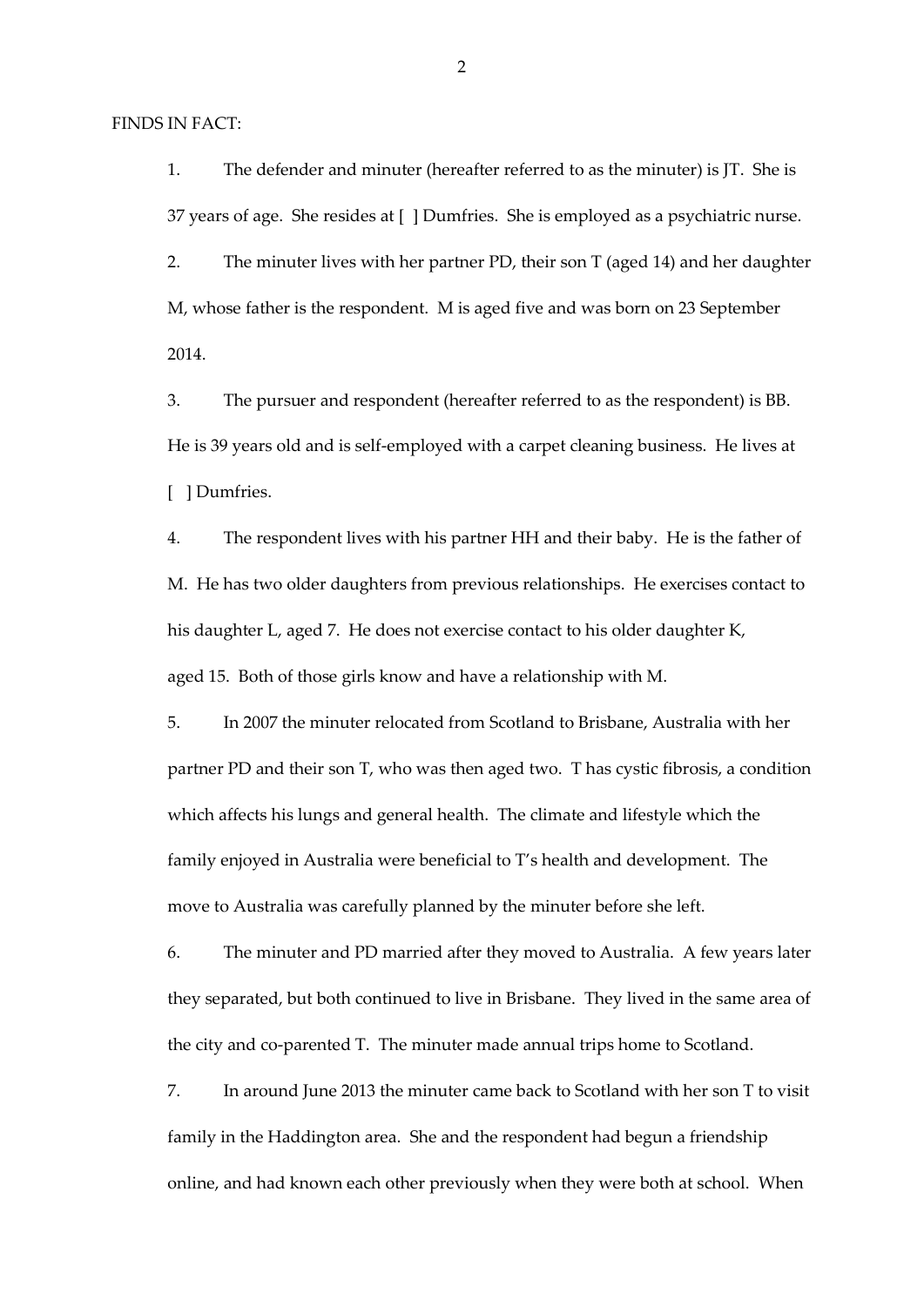FINDS IN FACT:

1. The defender and minuter (hereafter referred to as the minuter) is JT. She is 37 years of age. She resides at [ ] Dumfries. She is employed as a psychiatric nurse.

2. The minuter lives with her partner PD, their son T (aged 14) and her daughter M, whose father is the respondent. M is aged five and was born on 23 September 2014.

3. The pursuer and respondent (hereafter referred to as the respondent) is BB. He is 39 years old and is self-employed with a carpet cleaning business. He lives at [ ] Dumfries.

4. The respondent lives with his partner HH and their baby. He is the father of M. He has two older daughters from previous relationships. He exercises contact to his daughter L, aged 7. He does not exercise contact to his older daughter K, aged 15. Both of those girls know and have a relationship with M.

5. In 2007 the minuter relocated from Scotland to Brisbane, Australia with her partner PD and their son T, who was then aged two. T has cystic fibrosis, a condition which affects his lungs and general health. The climate and lifestyle which the family enjoyed in Australia were beneficial to T's health and development. The move to Australia was carefully planned by the minuter before she left.

6. The minuter and PD married after they moved to Australia. A few years later they separated, but both continued to live in Brisbane. They lived in the same area of the city and co-parented T. The minuter made annual trips home to Scotland.

7. In around June 2013 the minuter came back to Scotland with her son T to visit family in the Haddington area. She and the respondent had begun a friendship online, and had known each other previously when they were both at school. When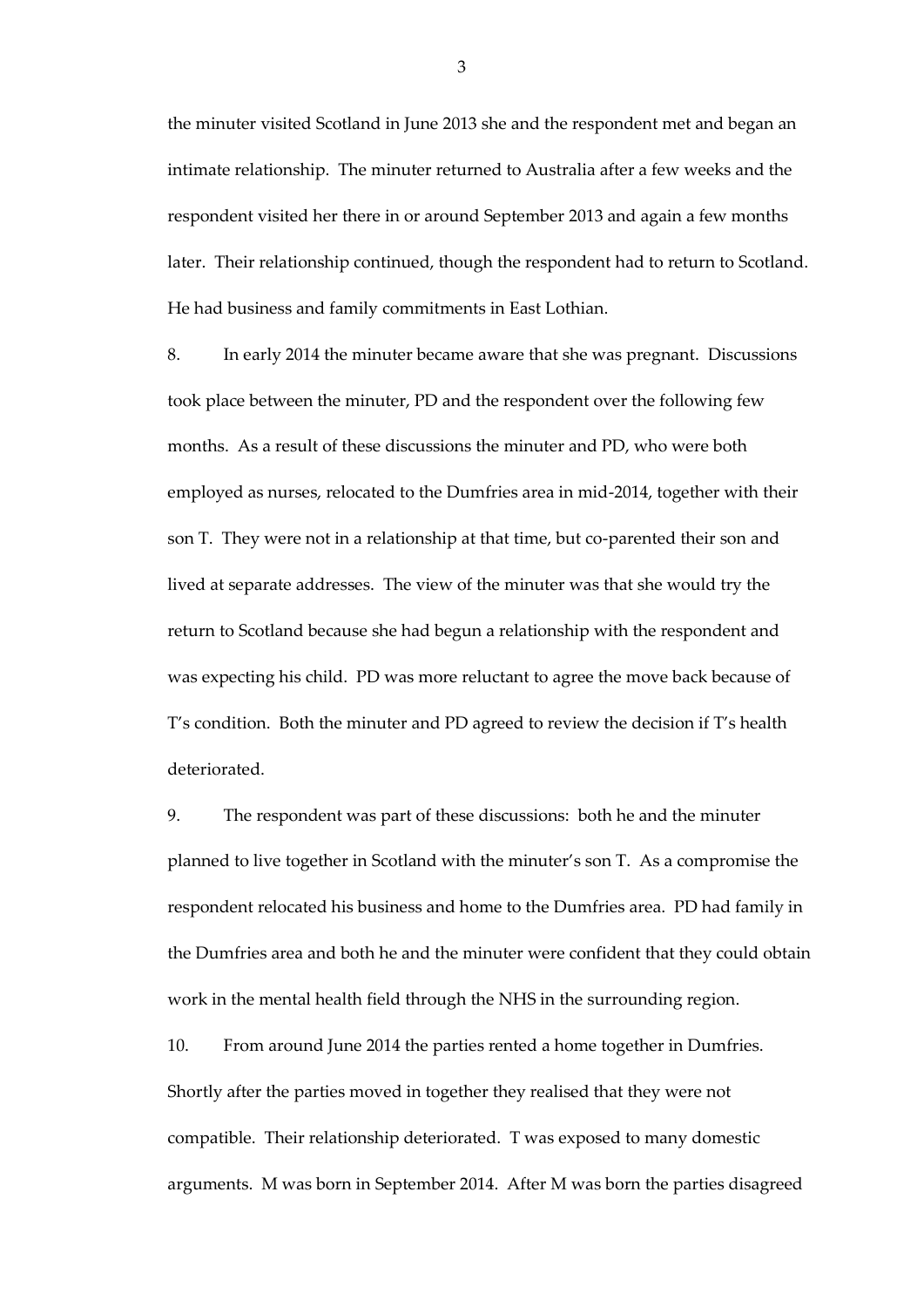the minuter visited Scotland in June 2013 she and the respondent met and began an intimate relationship. The minuter returned to Australia after a few weeks and the respondent visited her there in or around September 2013 and again a few months later. Their relationship continued, though the respondent had to return to Scotland. He had business and family commitments in East Lothian.

8. In early 2014 the minuter became aware that she was pregnant. Discussions took place between the minuter, PD and the respondent over the following few months. As a result of these discussions the minuter and PD, who were both employed as nurses, relocated to the Dumfries area in mid-2014, together with their son T. They were not in a relationship at that time, but co-parented their son and lived at separate addresses. The view of the minuter was that she would try the return to Scotland because she had begun a relationship with the respondent and was expecting his child. PD was more reluctant to agree the move back because of T's condition. Both the minuter and PD agreed to review the decision if T's health deteriorated.

9. The respondent was part of these discussions: both he and the minuter planned to live together in Scotland with the minuter's son T. As a compromise the respondent relocated his business and home to the Dumfries area. PD had family in the Dumfries area and both he and the minuter were confident that they could obtain work in the mental health field through the NHS in the surrounding region.

10. From around June 2014 the parties rented a home together in Dumfries. Shortly after the parties moved in together they realised that they were not compatible. Their relationship deteriorated. T was exposed to many domestic arguments. M was born in September 2014. After M was born the parties disagreed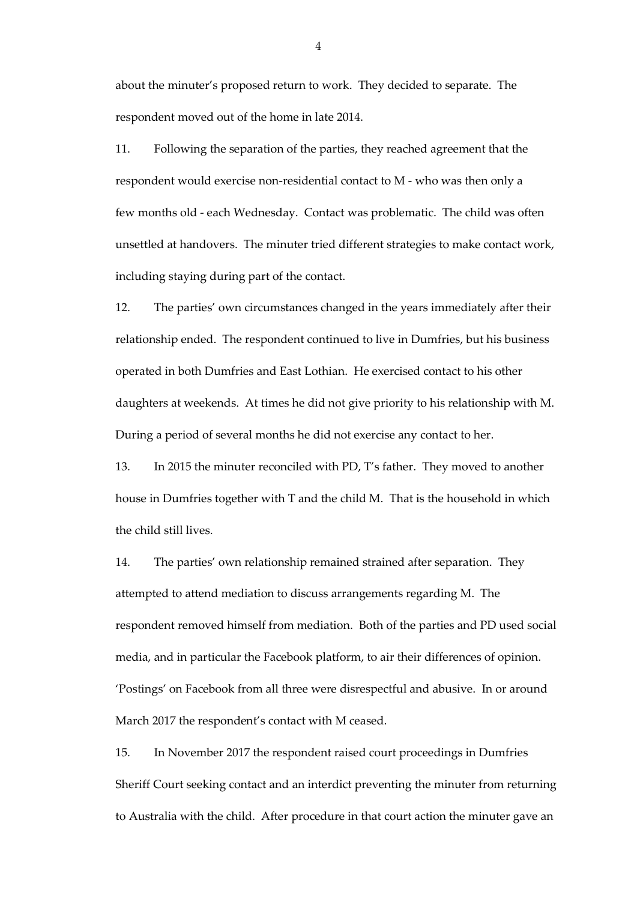about the minuter's proposed return to work. They decided to separate. The respondent moved out of the home in late 2014.

11. Following the separation of the parties, they reached agreement that the respondent would exercise non-residential contact to M - who was then only a few months old - each Wednesday. Contact was problematic. The child was often unsettled at handovers. The minuter tried different strategies to make contact work, including staying during part of the contact.

12. The parties' own circumstances changed in the years immediately after their relationship ended. The respondent continued to live in Dumfries, but his business operated in both Dumfries and East Lothian. He exercised contact to his other daughters at weekends. At times he did not give priority to his relationship with M. During a period of several months he did not exercise any contact to her.

13. In 2015 the minuter reconciled with PD, T's father. They moved to another house in Dumfries together with T and the child M. That is the household in which the child still lives.

14. The parties' own relationship remained strained after separation. They attempted to attend mediation to discuss arrangements regarding M. The respondent removed himself from mediation. Both of the parties and PD used social media, and in particular the Facebook platform, to air their differences of opinion. 'Postings' on Facebook from all three were disrespectful and abusive. In or around March 2017 the respondent's contact with M ceased.

15. In November 2017 the respondent raised court proceedings in Dumfries Sheriff Court seeking contact and an interdict preventing the minuter from returning to Australia with the child. After procedure in that court action the minuter gave an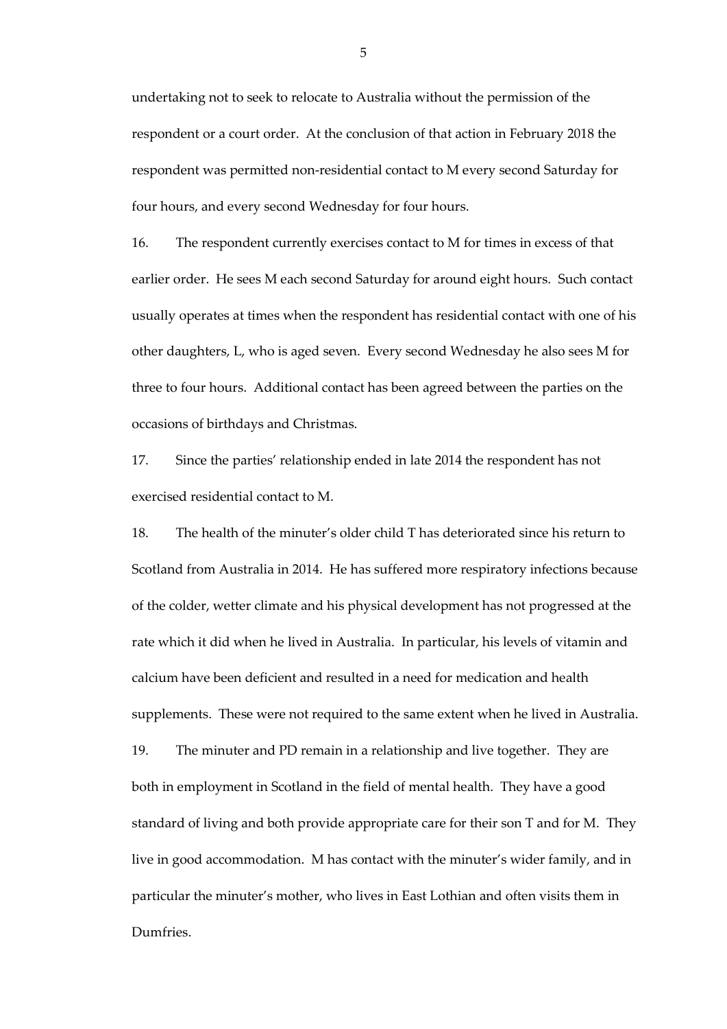undertaking not to seek to relocate to Australia without the permission of the respondent or a court order. At the conclusion of that action in February 2018 the respondent was permitted non-residential contact to M every second Saturday for four hours, and every second Wednesday for four hours.

16. The respondent currently exercises contact to M for times in excess of that earlier order. He sees M each second Saturday for around eight hours. Such contact usually operates at times when the respondent has residential contact with one of his other daughters, L, who is aged seven. Every second Wednesday he also sees M for three to four hours. Additional contact has been agreed between the parties on the occasions of birthdays and Christmas.

17. Since the parties' relationship ended in late 2014 the respondent has not exercised residential contact to M.

18. The health of the minuter's older child T has deteriorated since his return to Scotland from Australia in 2014. He has suffered more respiratory infections because of the colder, wetter climate and his physical development has not progressed at the rate which it did when he lived in Australia. In particular, his levels of vitamin and calcium have been deficient and resulted in a need for medication and health supplements. These were not required to the same extent when he lived in Australia.

19. The minuter and PD remain in a relationship and live together. They are both in employment in Scotland in the field of mental health. They have a good standard of living and both provide appropriate care for their son T and for M. They live in good accommodation. M has contact with the minuter's wider family, and in particular the minuter's mother, who lives in East Lothian and often visits them in Dumfries.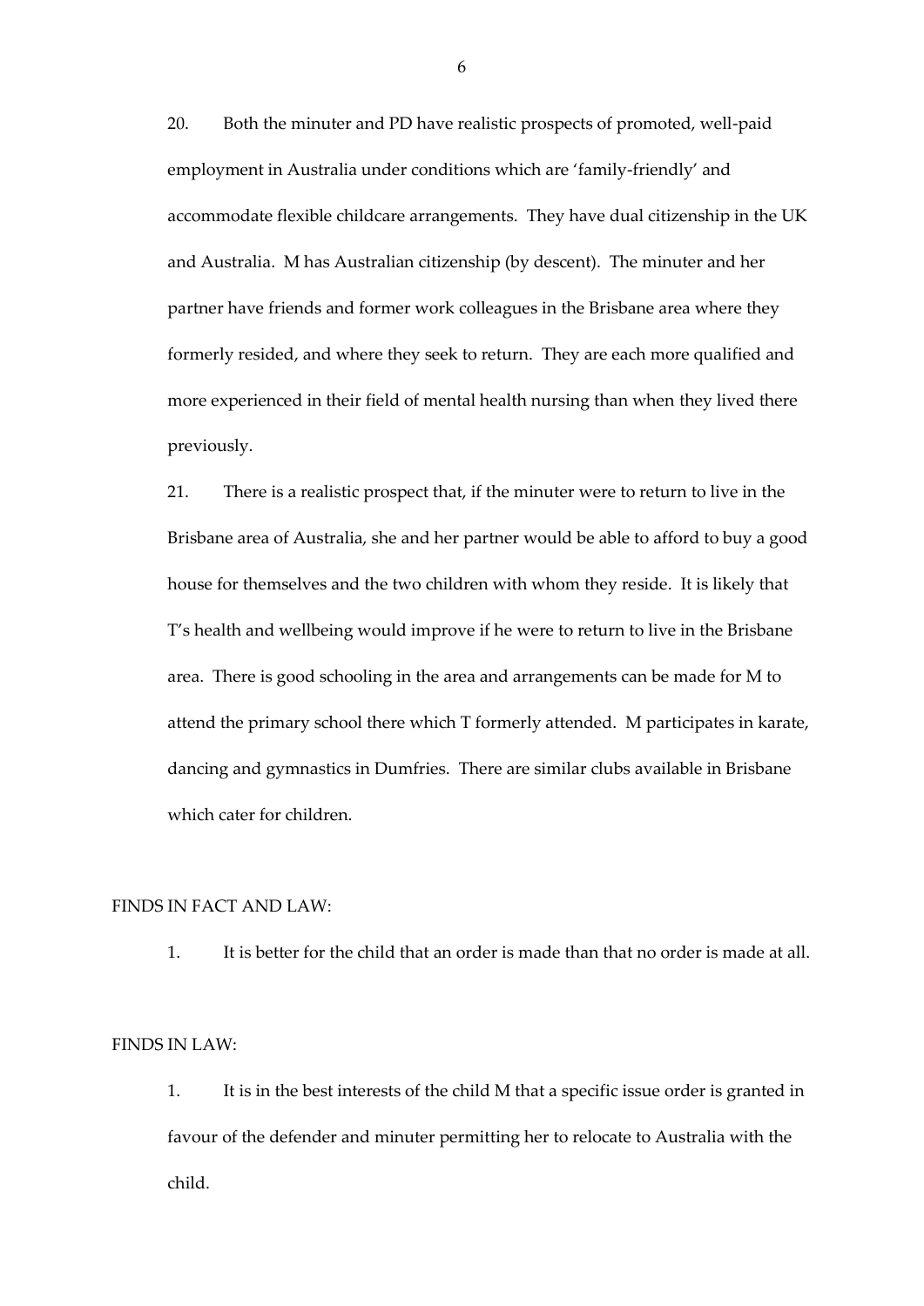20. Both the minuter and PD have realistic prospects of promoted, well-paid employment in Australia under conditions which are 'family-friendly' and accommodate flexible childcare arrangements. They have dual citizenship in the UK and Australia. M has Australian citizenship (by descent). The minuter and her partner have friends and former work colleagues in the Brisbane area where they formerly resided, and where they seek to return. They are each more qualified and more experienced in their field of mental health nursing than when they lived there previously.

21. There is a realistic prospect that, if the minuter were to return to live in the Brisbane area of Australia, she and her partner would be able to afford to buy a good house for themselves and the two children with whom they reside. It is likely that T's health and wellbeing would improve if he were to return to live in the Brisbane area. There is good schooling in the area and arrangements can be made for M to attend the primary school there which T formerly attended. M participates in karate, dancing and gymnastics in Dumfries. There are similar clubs available in Brisbane which cater for children.

FINDS IN FACT AND LAW:

1. It is better for the child that an order is made than that no order is made at all.

FINDS IN LAW:

1. It is in the best interests of the child M that a specific issue order is granted in favour of the defender and minuter permitting her to relocate to Australia with the child.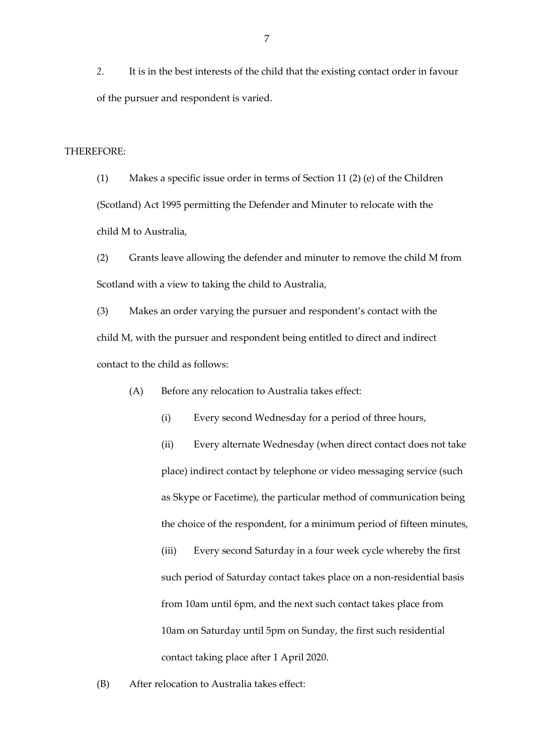*2.* It is in the best interests of the child that the existing contact order in favour of the pursuer and respondent is varied.

THEREFORE:

(1) Makes a specific issue order in terms of Section 11 (2) (e) of the Children (Scotland) Act 1995 permitting the Defender and Minuter to relocate with the child M to Australia,

(2) Grants leave allowing the defender and minuter to remove the child M from Scotland with a view to taking the child to Australia,

(3) Makes an order varying the pursuer and respondent's contact with the child M, with the pursuer and respondent being entitled to direct and indirect contact to the child as follows:

(A) Before any relocation to Australia takes effect:

(i) Every second Wednesday for a period of three hours,

(ii) Every alternate Wednesday (when direct contact does not take place) indirect contact by telephone or video messaging service (such as Skype or Facetime), the particular method of communication being the choice of the respondent, for a minimum period of fifteen minutes,

(iii) Every second Saturday in a four week cycle whereby the first such period of Saturday contact takes place on a non-residential basis from 10am until 6pm, and the next such contact takes place from 10am on Saturday until 5pm on Sunday, the first such residential contact taking place after 1 April 2020.

(B) After relocation to Australia takes effect: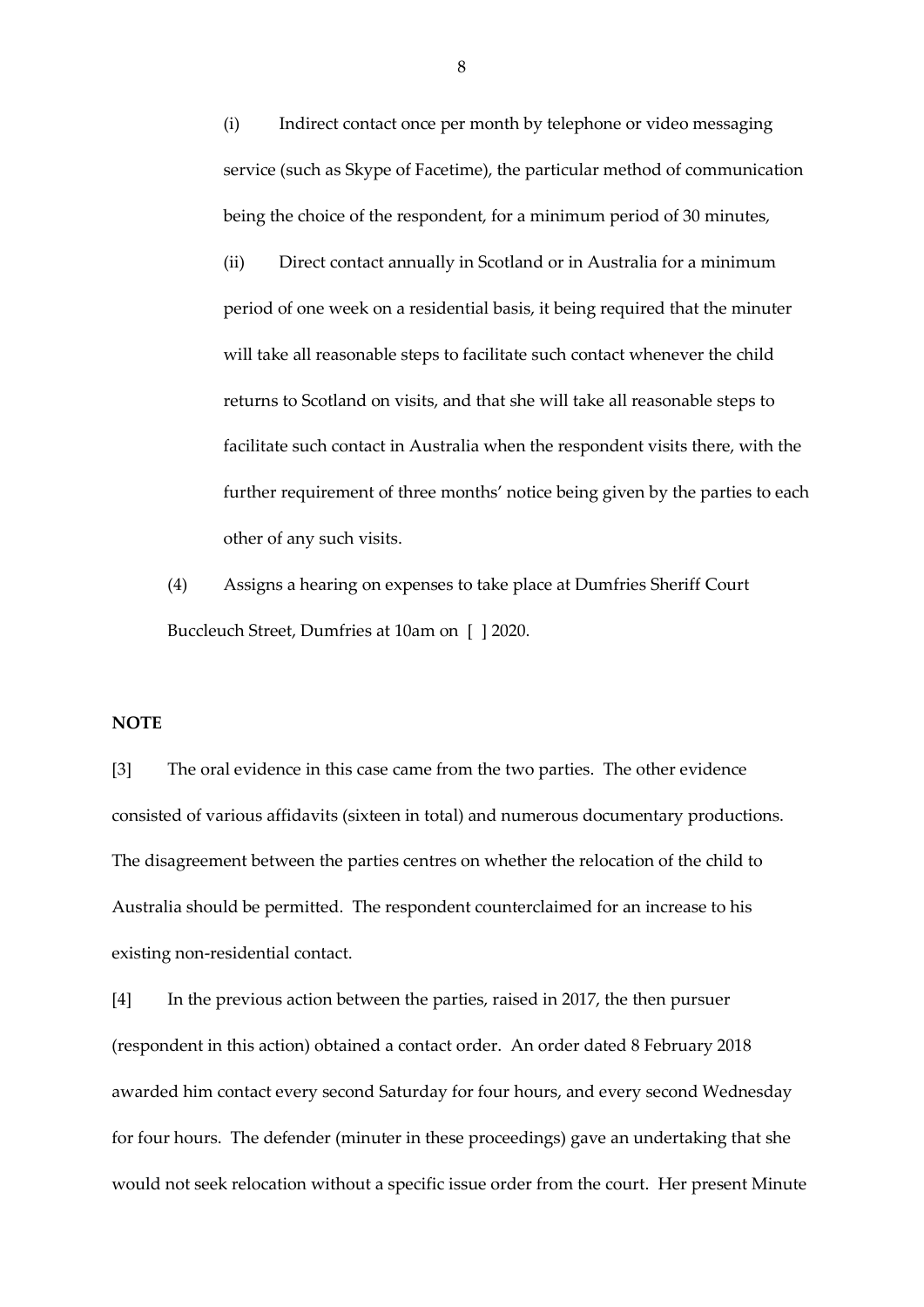(i) Indirect contact once per month by telephone or video messaging service (such as Skype of Facetime), the particular method of communication being the choice of the respondent, for a minimum period of 30 minutes,

(ii) Direct contact annually in Scotland or in Australia for a minimum period of one week on a residential basis, it being required that the minuter will take all reasonable steps to facilitate such contact whenever the child returns to Scotland on visits, and that she will take all reasonable steps to facilitate such contact in Australia when the respondent visits there, with the further requirement of three months' notice being given by the parties to each other of any such visits.

(4) Assigns a hearing on expenses to take place at Dumfries Sheriff Court Buccleuch Street, Dumfries at 10am on [ ] 2020.

**NOTE**

[3] The oral evidence in this case came from the two parties. The other evidence consisted of various affidavits (sixteen in total) and numerous documentary productions. The disagreement between the parties centres on whether the relocation of the child to Australia should be permitted. The respondent counterclaimed for an increase to his existing non-residential contact.

[4] In the previous action between the parties, raised in 2017, the then pursuer (respondent in this action) obtained a contact order. An order dated 8 February 2018 awarded him contact every second Saturday for four hours, and every second Wednesday for four hours. The defender (minuter in these proceedings) gave an undertaking that she would not seek relocation without a specific issue order from the court. Her present Minute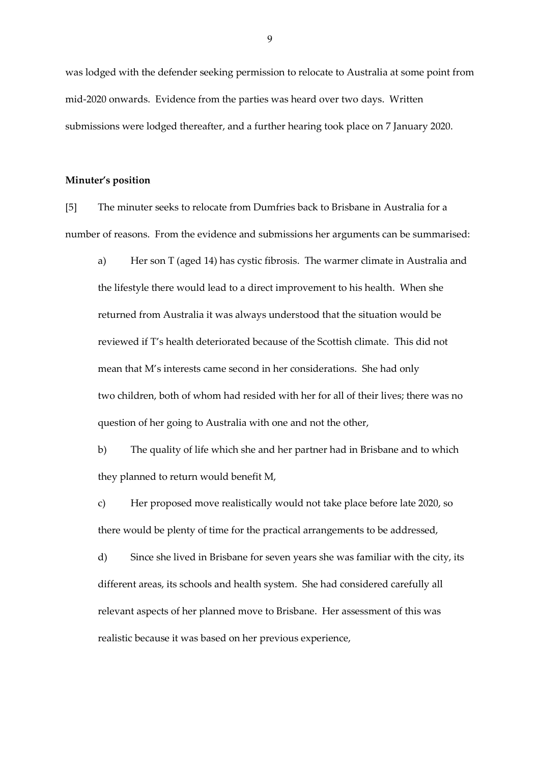was lodged with the defender seeking permission to relocate to Australia at some point from mid-2020 onwards. Evidence from the parties was heard over two days. Written submissions were lodged thereafter, and a further hearing took place on 7 January 2020.

**Minuter's position**

[5] The minuter seeks to relocate from Dumfries back to Brisbane in Australia for a number of reasons. From the evidence and submissions her arguments can be summarised:

a) Her son T (aged 14) has cystic fibrosis. The warmer climate in Australia and the lifestyle there would lead to a direct improvement to his health. When she returned from Australia it was always understood that the situation would be reviewed if T's health deteriorated because of the Scottish climate. This did not mean that M's interests came second in her considerations. She had only two children, both of whom had resided with her for all of their lives; there was no question of her going to Australia with one and not the other,

b) The quality of life which she and her partner had in Brisbane and to which they planned to return would benefit M,

c) Her proposed move realistically would not take place before late 2020, so there would be plenty of time for the practical arrangements to be addressed,

d) Since she lived in Brisbane for seven years she was familiar with the city, its different areas, its schools and health system. She had considered carefully all relevant aspects of her planned move to Brisbane. Her assessment of this was realistic because it was based on her previous experience,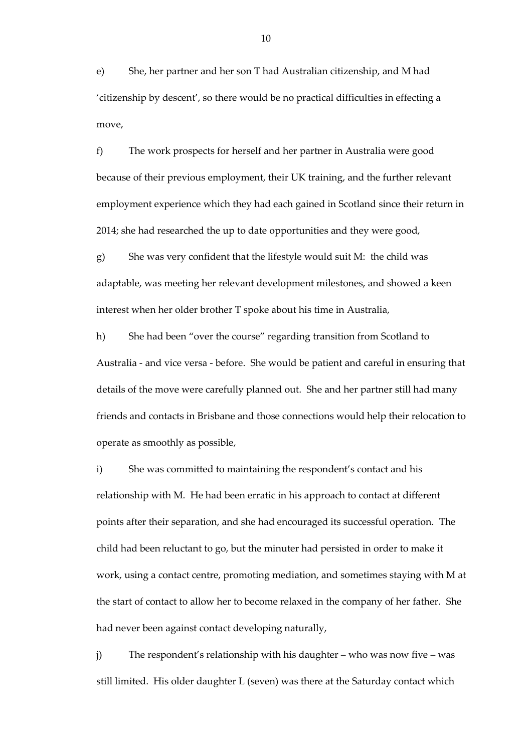e) She, her partner and her son T had Australian citizenship, and M had 'citizenship by descent', so there would be no practical difficulties in effecting a move,

f) The work prospects for herself and her partner in Australia were good because of their previous employment, their UK training, and the further relevant employment experience which they had each gained in Scotland since their return in 2014; she had researched the up to date opportunities and they were good,

g) She was very confident that the lifestyle would suit M: the child was adaptable, was meeting her relevant development milestones, and showed a keen interest when her older brother T spoke about his time in Australia,

h) She had been "over the course" regarding transition from Scotland to Australia - and vice versa - before. She would be patient and careful in ensuring that details of the move were carefully planned out. She and her partner still had many friends and contacts in Brisbane and those connections would help their relocation to operate as smoothly as possible,

i) She was committed to maintaining the respondent's contact and his relationship with M. He had been erratic in his approach to contact at different points after their separation, and she had encouraged its successful operation. The child had been reluctant to go, but the minuter had persisted in order to make it work, using a contact centre, promoting mediation, and sometimes staying with M at the start of contact to allow her to become relaxed in the company of her father. She had never been against contact developing naturally,

j) The respondent's relationship with his daughter – who was now five – was still limited. His older daughter L (seven) was there at the Saturday contact which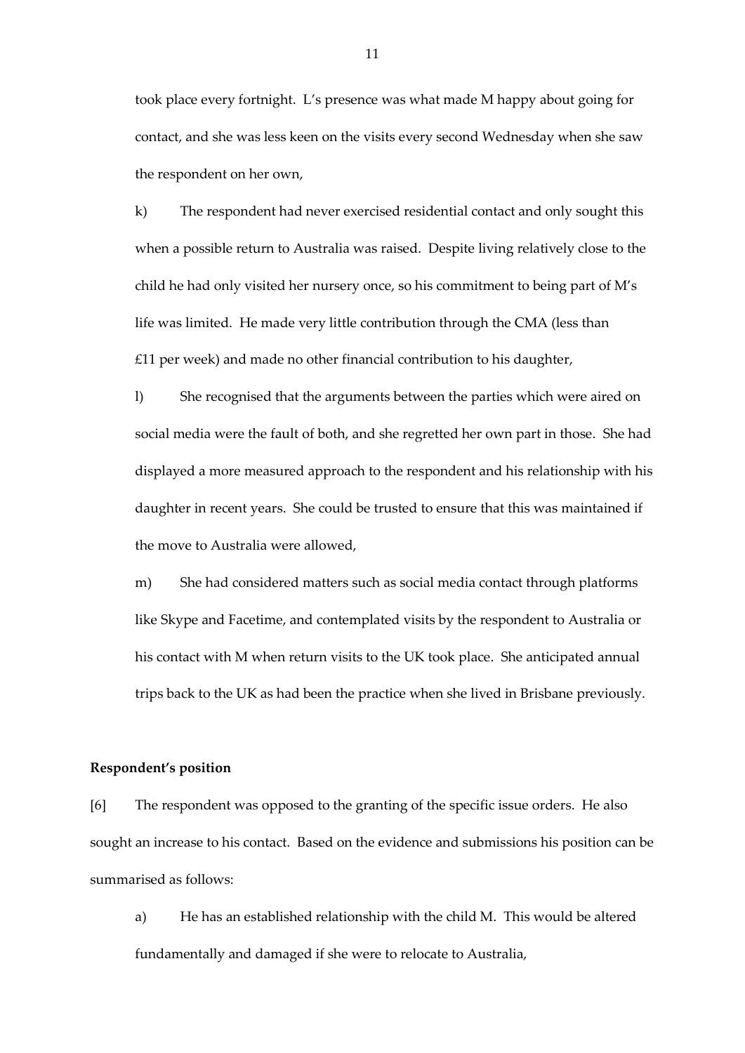took place every fortnight. L's presence was what made M happy about going for contact, and she was less keen on the visits every second Wednesday when she saw the respondent on her own,

k) The respondent had never exercised residential contact and only sought this when a possible return to Australia was raised. Despite living relatively close to the child he had only visited her nursery once, so his commitment to being part of M's life was limited. He made very little contribution through the CMA (less than £11 per week) and made no other financial contribution to his daughter,

l) She recognised that the arguments between the parties which were aired on social media were the fault of both, and she regretted her own part in those. She had displayed a more measured approach to the respondent and his relationship with his daughter in recent years. She could be trusted to ensure that this was maintained if the move to Australia were allowed,

m) She had considered matters such as social media contact through platforms like Skype and Facetime, and contemplated visits by the respondent to Australia or his contact with M when return visits to the UK took place. She anticipated annual trips back to the UK as had been the practice when she lived in Brisbane previously.

**Respondent's position**

[6] The respondent was opposed to the granting of the specific issue orders. He also sought an increase to his contact. Based on the evidence and submissions his position can be summarised as follows:

a) He has an established relationship with the child M. This would be altered fundamentally and damaged if she were to relocate to Australia,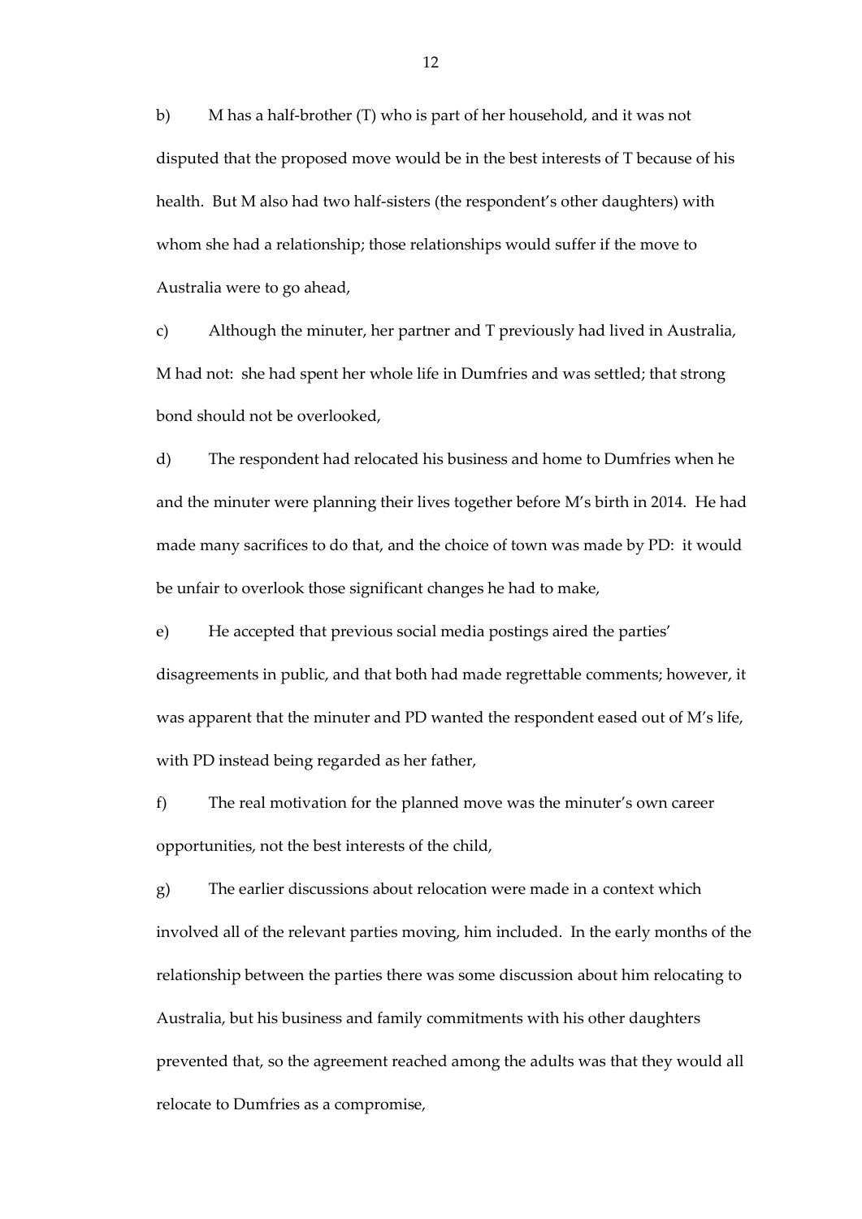b) M has a half-brother (T) who is part of her household, and it was not disputed that the proposed move would be in the best interests of T because of his health. But M also had two half-sisters (the respondent's other daughters) with whom she had a relationship; those relationships would suffer if the move to Australia were to go ahead,

c) Although the minuter, her partner and T previously had lived in Australia, M had not: she had spent her whole life in Dumfries and was settled; that strong bond should not be overlooked,

d) The respondent had relocated his business and home to Dumfries when he and the minuter were planning their lives together before M's birth in 2014. He had made many sacrifices to do that, and the choice of town was made by PD: it would be unfair to overlook those significant changes he had to make,

e) He accepted that previous social media postings aired the parties' disagreements in public, and that both had made regrettable comments; however, it was apparent that the minuter and PD wanted the respondent eased out of M's life, with PD instead being regarded as her father,

f) The real motivation for the planned move was the minuter's own career opportunities, not the best interests of the child,

g) The earlier discussions about relocation were made in a context which involved all of the relevant parties moving, him included. In the early months of the relationship between the parties there was some discussion about him relocating to Australia, but his business and family commitments with his other daughters prevented that, so the agreement reached among the adults was that they would all relocate to Dumfries as a compromise,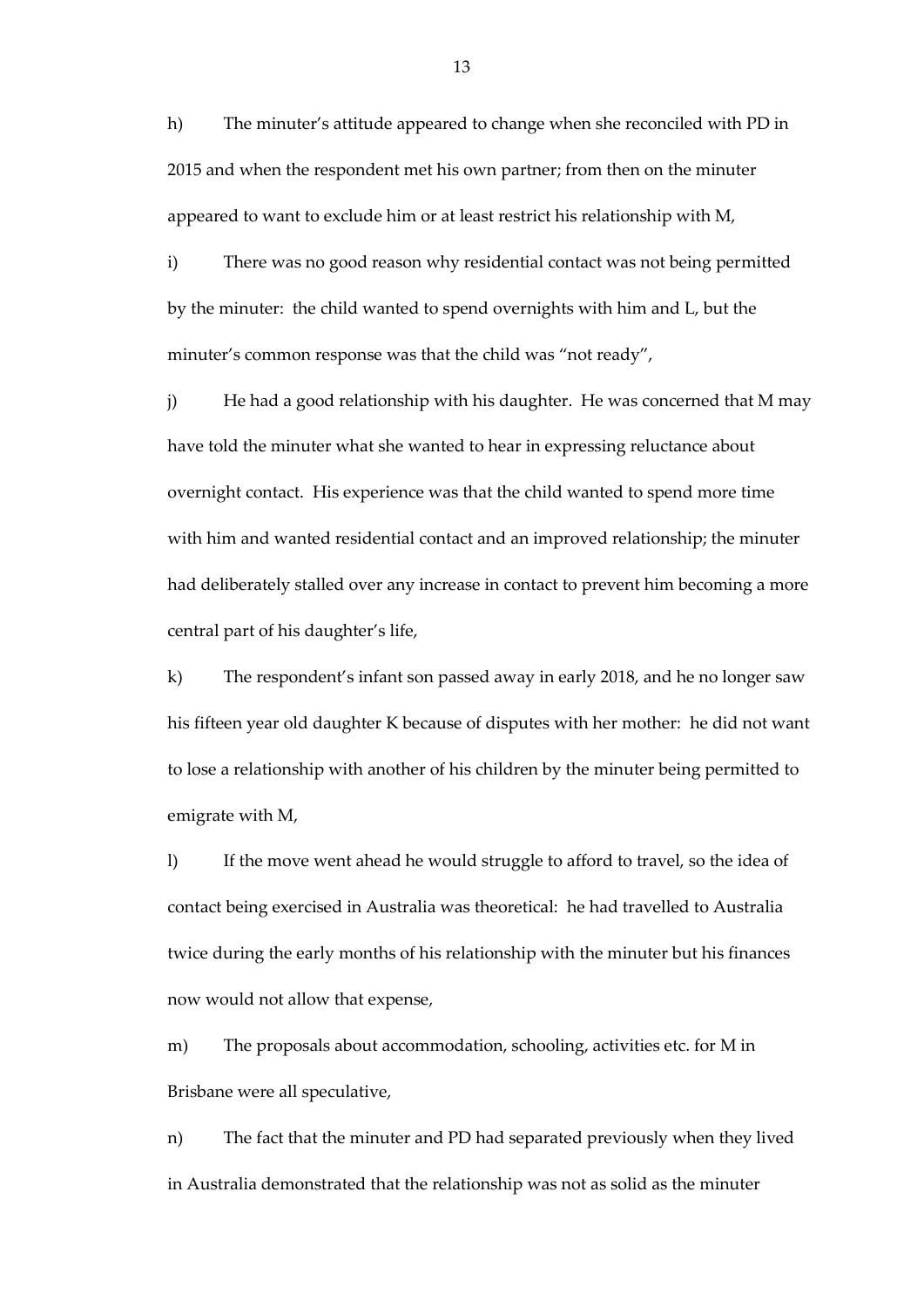h) The minuter's attitude appeared to change when she reconciled with PD in 2015 and when the respondent met his own partner; from then on the minuter appeared to want to exclude him or at least restrict his relationship with M,

i) There was no good reason why residential contact was not being permitted by the minuter: the child wanted to spend overnights with him and L, but the minuter's common response was that the child was "not ready",

j) He had a good relationship with his daughter. He was concerned that M may have told the minuter what she wanted to hear in expressing reluctance about overnight contact. His experience was that the child wanted to spend more time with him and wanted residential contact and an improved relationship; the minuter had deliberately stalled over any increase in contact to prevent him becoming a more central part of his daughter's life,

k) The respondent's infant son passed away in early 2018, and he no longer saw his fifteen year old daughter K because of disputes with her mother: he did not want to lose a relationship with another of his children by the minuter being permitted to emigrate with M,

l) If the move went ahead he would struggle to afford to travel, so the idea of contact being exercised in Australia was theoretical: he had travelled to Australia twice during the early months of his relationship with the minuter but his finances now would not allow that expense,

m) The proposals about accommodation, schooling, activities etc. for M in Brisbane were all speculative,

n) The fact that the minuter and PD had separated previously when they lived in Australia demonstrated that the relationship was not as solid as the minuter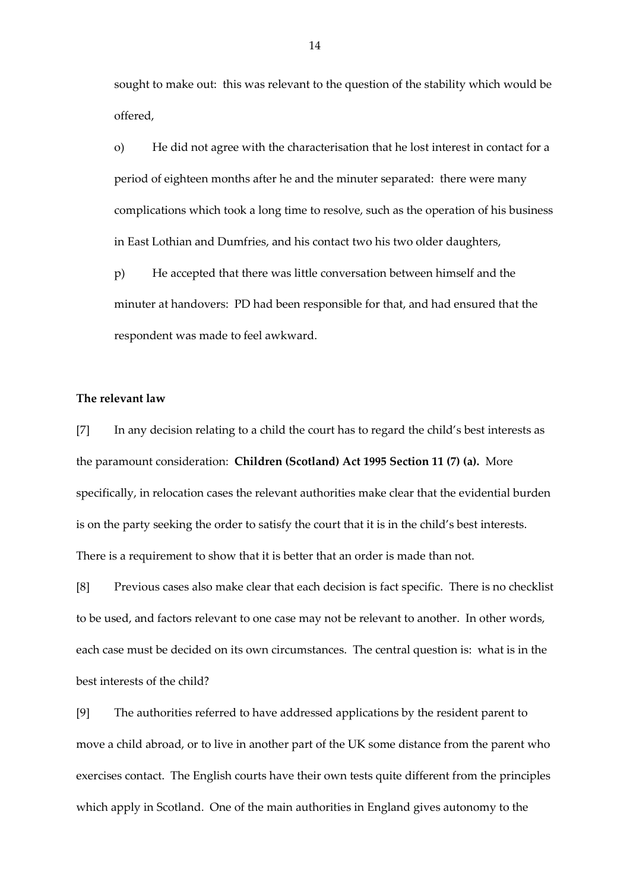sought to make out: this was relevant to the question of the stability which would be offered,

o) He did not agree with the characterisation that he lost interest in contact for a period of eighteen months after he and the minuter separated: there were many complications which took a long time to resolve, such as the operation of his business in East Lothian and Dumfries, and his contact two his two older daughters,

p) He accepted that there was little conversation between himself and the minuter at handovers: PD had been responsible for that, and had ensured that the respondent was made to feel awkward.

**The relevant law**

[7] In any decision relating to a child the court has to regard the child's best interests as the paramount consideration: **Children (Scotland) Act 1995 Section 11 (7) (a).** More specifically, in relocation cases the relevant authorities make clear that the evidential burden is on the party seeking the order to satisfy the court that it is in the child's best interests. There is a requirement to show that it is better that an order is made than not.

[8] Previous cases also make clear that each decision is fact specific. There is no checklist to be used, and factors relevant to one case may not be relevant to another. In other words, each case must be decided on its own circumstances. The central question is: what is in the best interests of the child?

[9] The authorities referred to have addressed applications by the resident parent to move a child abroad, or to live in another part of the UK some distance from the parent who exercises contact. The English courts have their own tests quite different from the principles which apply in Scotland. One of the main authorities in England gives autonomy to the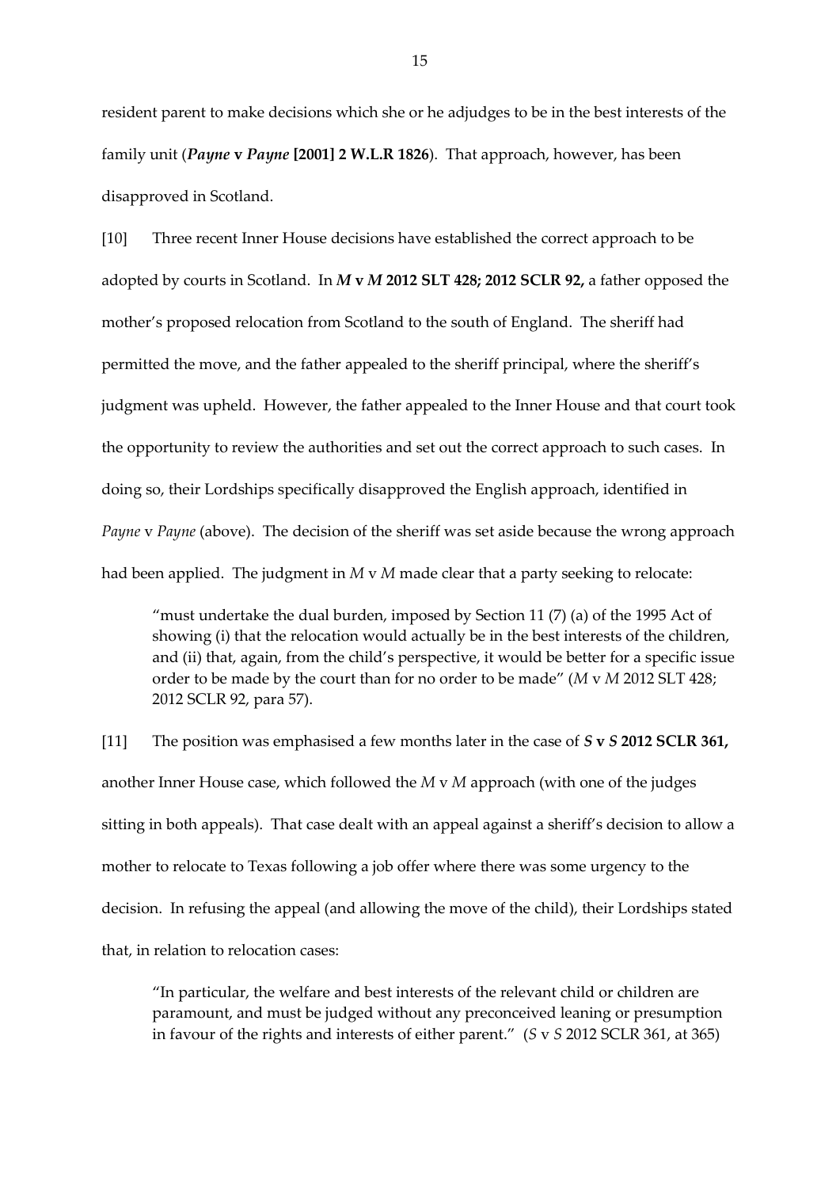resident parent to make decisions which she or he adjudges to be in the best interests of the family unit (***Payne* v *Payne* [2001] 2 W.L.R 1826**). That approach, however, has been disapproved in Scotland.

[10] Three recent Inner House decisions have established the correct approach to be adopted by courts in Scotland. In ***M* v *M* 2012 SLT 428; 2012 SCLR 92,** a father opposed the mother's proposed relocation from Scotland to the south of England. The sheriff had permitted the move, and the father appealed to the sheriff principal, where the sheriff's judgment was upheld. However, the father appealed to the Inner House and that court took the opportunity to review the authorities and set out the correct approach to such cases. In doing so, their Lordships specifically disapproved the English approach, identified in *Payne* v *Payne* (above). The decision of the sheriff was set aside because the wrong approach had been applied. The judgment in *M* v *M* made clear that a party seeking to relocate:

> "must undertake the dual burden, imposed by Section 11 (7) (a) of the 1995 Act of showing (i) that the relocation would actually be in the best interests of the children, and (ii) that, again, from the child's perspective, it would be better for a specific issue order to be made by the court than for no order to be made" (*M* v *M* 2012 SLT 428; 2012 SCLR 92, para 57).

[11] The position was emphasised a few months later in the case of ***S* v *S* 2012 SCLR 361,** another Inner House case, which followed the *M* v *M* approach (with one of the judges sitting in both appeals). That case dealt with an appeal against a sheriff's decision to allow a mother to relocate to Texas following a job offer where there was some urgency to the decision. In refusing the appeal (and allowing the move of the child), their Lordships stated that, in relation to relocation cases:

> "In particular, the welfare and best interests of the relevant child or children are paramount, and must be judged without any preconceived leaning or presumption in favour of the rights and interests of either parent." (*S* v *S* 2012 SCLR 361, at 365)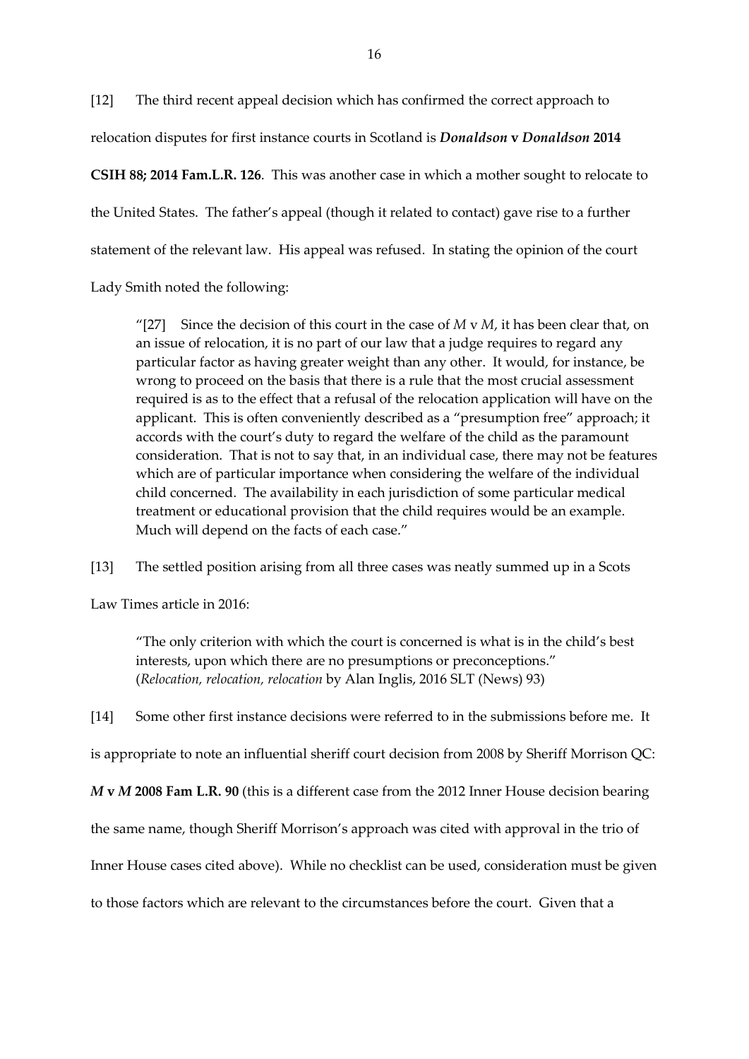[12] The third recent appeal decision which has confirmed the correct approach to relocation disputes for first instance courts in Scotland is ***Donaldson* v *Donaldson* 2014 CSIH 88; 2014 Fam.L.R. 126**. This was another case in which a mother sought to relocate to the United States. The father's appeal (though it related to contact) gave rise to a further statement of the relevant law. His appeal was refused. In stating the opinion of the court Lady Smith noted the following:

> "[27] Since the decision of this court in the case of *M* v *M*, it has been clear that, on an issue of relocation, it is no part of our law that a judge requires to regard any particular factor as having greater weight than any other. It would, for instance, be wrong to proceed on the basis that there is a rule that the most crucial assessment required is as to the effect that a refusal of the relocation application will have on the applicant. This is often conveniently described as a "presumption free" approach; it accords with the court's duty to regard the welfare of the child as the paramount consideration. That is not to say that, in an individual case, there may not be features which are of particular importance when considering the welfare of the individual child concerned. The availability in each jurisdiction of some particular medical treatment or educational provision that the child requires would be an example. Much will depend on the facts of each case."

[13] The settled position arising from all three cases was neatly summed up in a Scots Law Times article in 2016:

> "The only criterion with which the court is concerned is what is in the child's best interests, upon which there are no presumptions or preconceptions." (*Relocation, relocation, relocation* by Alan Inglis, 2016 SLT (News) 93)

[14] Some other first instance decisions were referred to in the submissions before me. It is appropriate to note an influential sheriff court decision from 2008 by Sheriff Morrison QC: ***M* v *M* 2008 Fam L.R. 90** (this is a different case from the 2012 Inner House decision bearing the same name, though Sheriff Morrison's approach was cited with approval in the trio of Inner House cases cited above). While no checklist can be used, consideration must be given to those factors which are relevant to the circumstances before the court. Given that a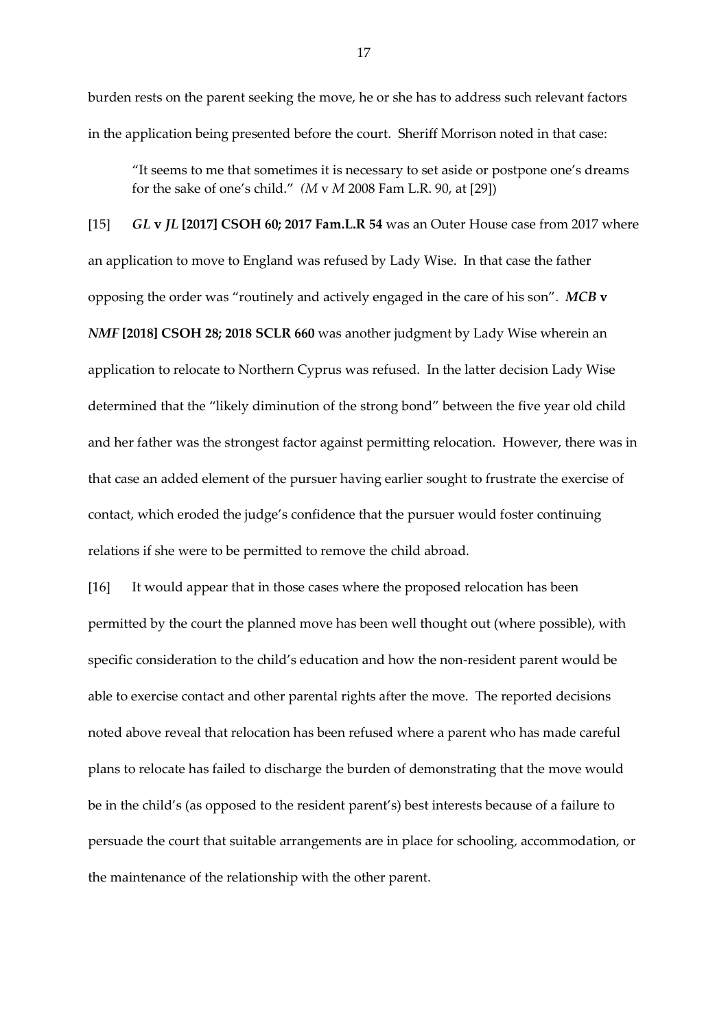burden rests on the parent seeking the move, he or she has to address such relevant factors in the application being presented before the court. Sheriff Morrison noted in that case:

> "It seems to me that sometimes it is necessary to set aside or postpone one's dreams for the sake of one's child." (*M* v *M* 2008 Fam L.R. 90, at [29])

[15] ***GL* v *JL* [2017] CSOH 60; 2017 Fam.L.R 54** was an Outer House case from 2017 where an application to move to England was refused by Lady Wise. In that case the father opposing the order was "routinely and actively engaged in the care of his son". ***MCB* v *NMF* [2018] CSOH 28; 2018 SCLR 660** was another judgment by Lady Wise wherein an application to relocate to Northern Cyprus was refused. In the latter decision Lady Wise determined that the "likely diminution of the strong bond" between the five year old child and her father was the strongest factor against permitting relocation. However, there was in that case an added element of the pursuer having earlier sought to frustrate the exercise of contact, which eroded the judge's confidence that the pursuer would foster continuing relations if she were to be permitted to remove the child abroad.

[16] It would appear that in those cases where the proposed relocation has been permitted by the court the planned move has been well thought out (where possible), with specific consideration to the child's education and how the non-resident parent would be able to exercise contact and other parental rights after the move. The reported decisions noted above reveal that relocation has been refused where a parent who has made careful plans to relocate has failed to discharge the burden of demonstrating that the move would be in the child's (as opposed to the resident parent's) best interests because of a failure to persuade the court that suitable arrangements are in place for schooling, accommodation, or the maintenance of the relationship with the other parent.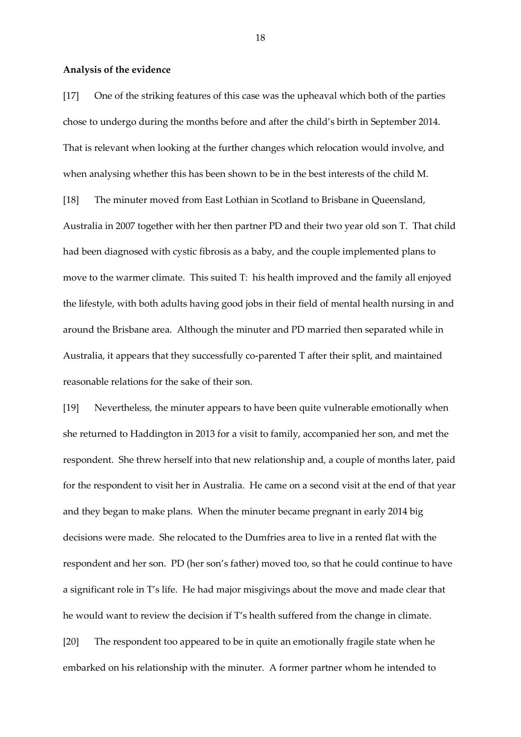**Analysis of the evidence**

[17] One of the striking features of this case was the upheaval which both of the parties chose to undergo during the months before and after the child's birth in September 2014. That is relevant when looking at the further changes which relocation would involve, and when analysing whether this has been shown to be in the best interests of the child M.

[18] The minuter moved from East Lothian in Scotland to Brisbane in Queensland, Australia in 2007 together with her then partner PD and their two year old son T. That child had been diagnosed with cystic fibrosis as a baby, and the couple implemented plans to move to the warmer climate. This suited T: his health improved and the family all enjoyed the lifestyle, with both adults having good jobs in their field of mental health nursing in and around the Brisbane area. Although the minuter and PD married then separated while in Australia, it appears that they successfully co-parented T after their split, and maintained reasonable relations for the sake of their son.

[19] Nevertheless, the minuter appears to have been quite vulnerable emotionally when she returned to Haddington in 2013 for a visit to family, accompanied her son, and met the respondent. She threw herself into that new relationship and, a couple of months later, paid for the respondent to visit her in Australia. He came on a second visit at the end of that year and they began to make plans. When the minuter became pregnant in early 2014 big decisions were made. She relocated to the Dumfries area to live in a rented flat with the respondent and her son. PD (her son's father) moved too, so that he could continue to have a significant role in T's life. He had major misgivings about the move and made clear that he would want to review the decision if T's health suffered from the change in climate.

[20] The respondent too appeared to be in quite an emotionally fragile state when he embarked on his relationship with the minuter. A former partner whom he intended to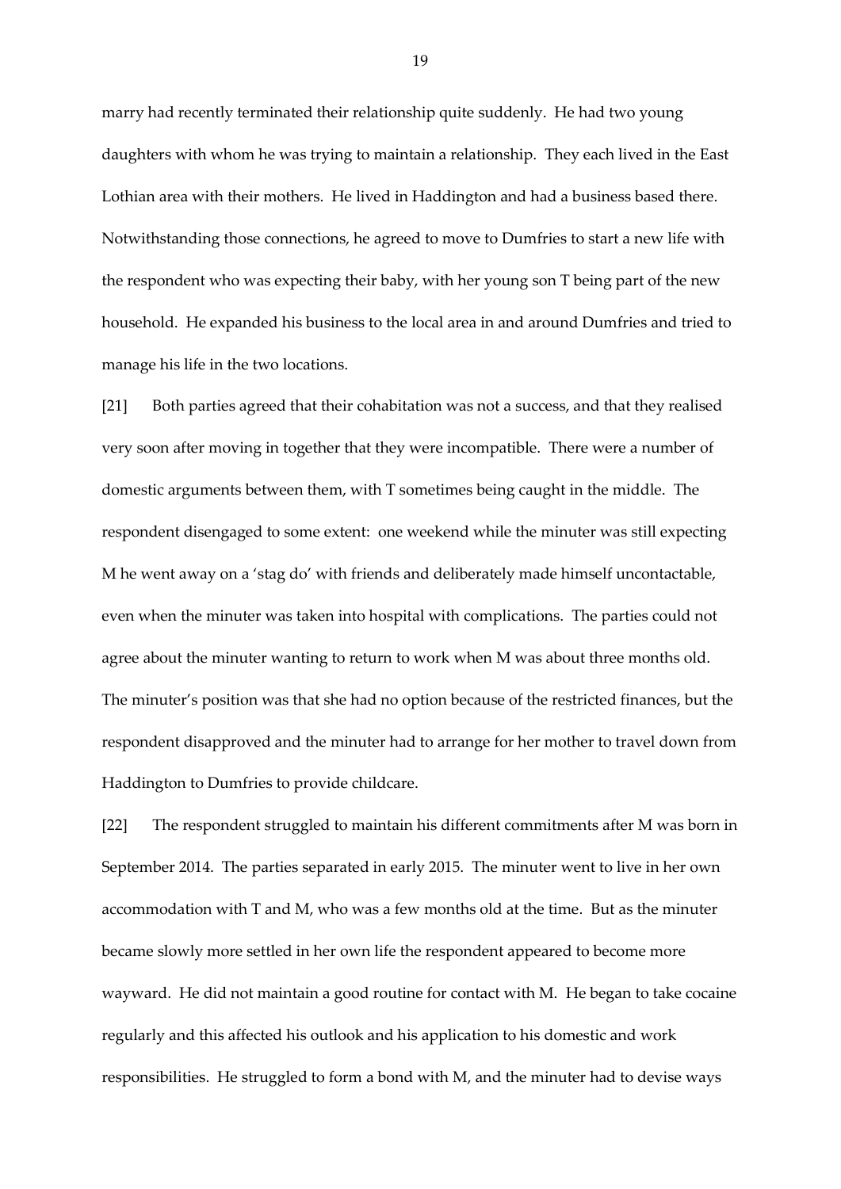marry had recently terminated their relationship quite suddenly. He had two young daughters with whom he was trying to maintain a relationship. They each lived in the East Lothian area with their mothers. He lived in Haddington and had a business based there. Notwithstanding those connections, he agreed to move to Dumfries to start a new life with the respondent who was expecting their baby, with her young son T being part of the new household. He expanded his business to the local area in and around Dumfries and tried to manage his life in the two locations.

[21] Both parties agreed that their cohabitation was not a success, and that they realised very soon after moving in together that they were incompatible. There were a number of domestic arguments between them, with T sometimes being caught in the middle. The respondent disengaged to some extent: one weekend while the minuter was still expecting M he went away on a 'stag do' with friends and deliberately made himself uncontactable, even when the minuter was taken into hospital with complications. The parties could not agree about the minuter wanting to return to work when M was about three months old. The minuter's position was that she had no option because of the restricted finances, but the respondent disapproved and the minuter had to arrange for her mother to travel down from Haddington to Dumfries to provide childcare.

[22] The respondent struggled to maintain his different commitments after M was born in September 2014. The parties separated in early 2015. The minuter went to live in her own accommodation with T and M, who was a few months old at the time. But as the minuter became slowly more settled in her own life the respondent appeared to become more wayward. He did not maintain a good routine for contact with M. He began to take cocaine regularly and this affected his outlook and his application to his domestic and work responsibilities. He struggled to form a bond with M, and the minuter had to devise ways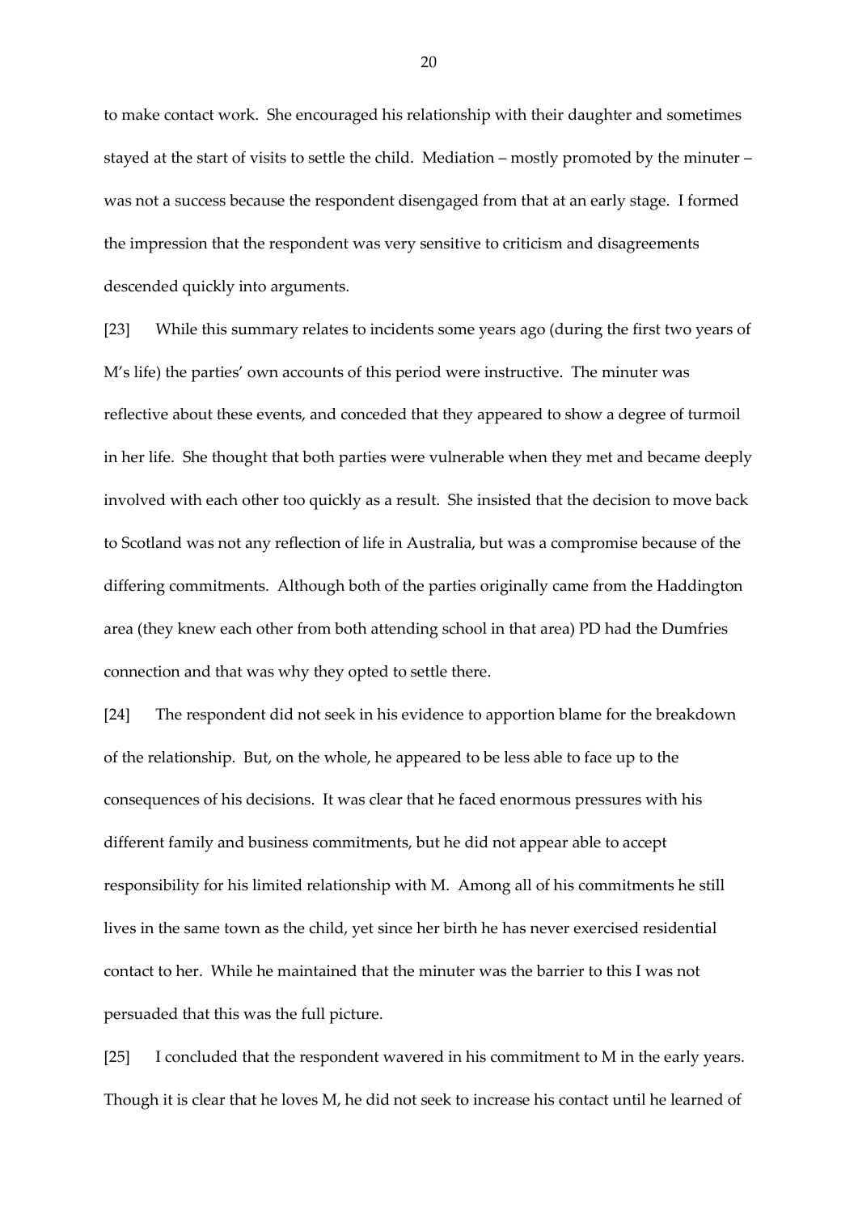to make contact work. She encouraged his relationship with their daughter and sometimes stayed at the start of visits to settle the child. Mediation – mostly promoted by the minuter – was not a success because the respondent disengaged from that at an early stage. I formed the impression that the respondent was very sensitive to criticism and disagreements descended quickly into arguments.

[23] While this summary relates to incidents some years ago (during the first two years of M's life) the parties' own accounts of this period were instructive. The minuter was reflective about these events, and conceded that they appeared to show a degree of turmoil in her life. She thought that both parties were vulnerable when they met and became deeply involved with each other too quickly as a result. She insisted that the decision to move back to Scotland was not any reflection of life in Australia, but was a compromise because of the differing commitments. Although both of the parties originally came from the Haddington area (they knew each other from both attending school in that area) PD had the Dumfries connection and that was why they opted to settle there.

[24] The respondent did not seek in his evidence to apportion blame for the breakdown of the relationship. But, on the whole, he appeared to be less able to face up to the consequences of his decisions. It was clear that he faced enormous pressures with his different family and business commitments, but he did not appear able to accept responsibility for his limited relationship with M. Among all of his commitments he still lives in the same town as the child, yet since her birth he has never exercised residential contact to her. While he maintained that the minuter was the barrier to this I was not persuaded that this was the full picture.

[25] I concluded that the respondent wavered in his commitment to M in the early years. Though it is clear that he loves M, he did not seek to increase his contact until he learned of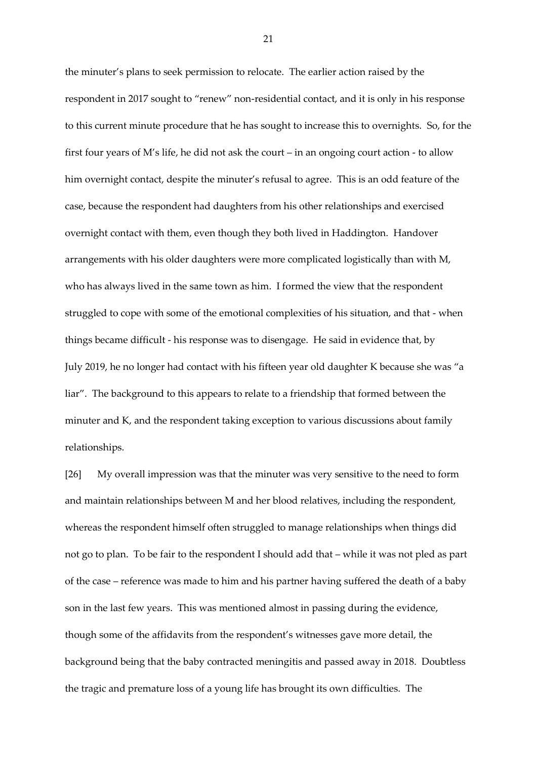the minuter's plans to seek permission to relocate. The earlier action raised by the respondent in 2017 sought to "renew" non-residential contact, and it is only in his response to this current minute procedure that he has sought to increase this to overnights. So, for the first four years of M's life, he did not ask the court – in an ongoing court action - to allow him overnight contact, despite the minuter's refusal to agree. This is an odd feature of the case, because the respondent had daughters from his other relationships and exercised overnight contact with them, even though they both lived in Haddington. Handover arrangements with his older daughters were more complicated logistically than with M, who has always lived in the same town as him. I formed the view that the respondent struggled to cope with some of the emotional complexities of his situation, and that - when things became difficult - his response was to disengage. He said in evidence that, by July 2019, he no longer had contact with his fifteen year old daughter K because she was "a liar". The background to this appears to relate to a friendship that formed between the minuter and K, and the respondent taking exception to various discussions about family relationships.

[26] My overall impression was that the minuter was very sensitive to the need to form and maintain relationships between M and her blood relatives, including the respondent, whereas the respondent himself often struggled to manage relationships when things did not go to plan. To be fair to the respondent I should add that – while it was not pled as part of the case – reference was made to him and his partner having suffered the death of a baby son in the last few years. This was mentioned almost in passing during the evidence, though some of the affidavits from the respondent's witnesses gave more detail, the background being that the baby contracted meningitis and passed away in 2018. Doubtless the tragic and premature loss of a young life has brought its own difficulties. The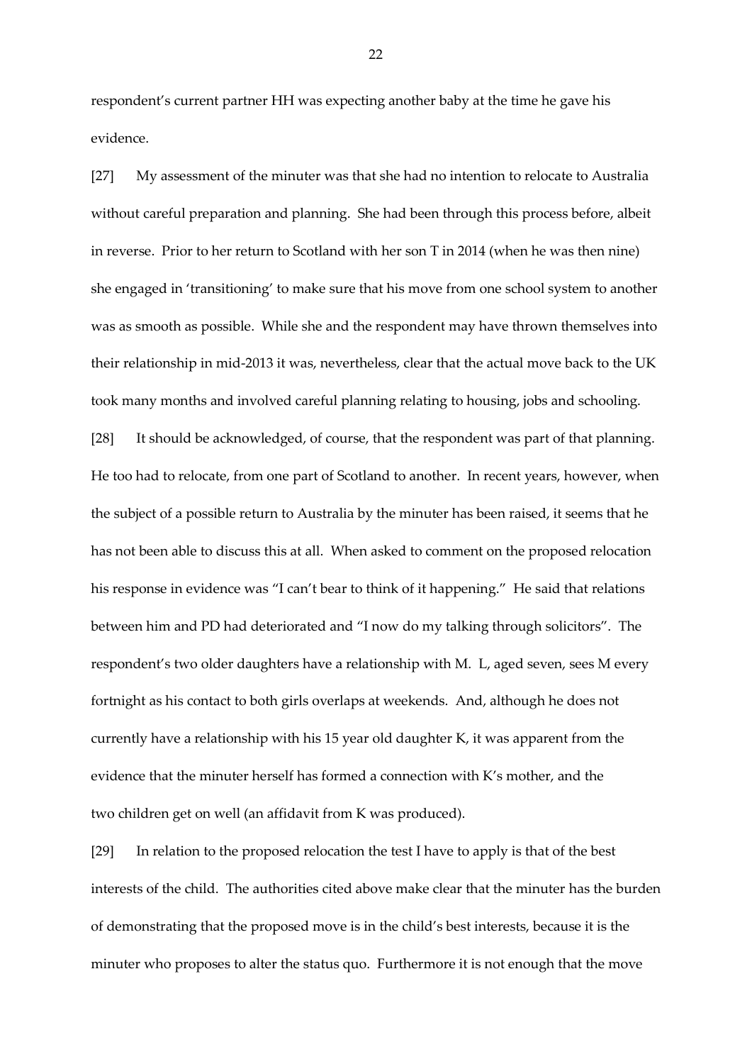respondent's current partner HH was expecting another baby at the time he gave his evidence.

[27] My assessment of the minuter was that she had no intention to relocate to Australia without careful preparation and planning. She had been through this process before, albeit in reverse. Prior to her return to Scotland with her son T in 2014 (when he was then nine) she engaged in 'transitioning' to make sure that his move from one school system to another was as smooth as possible. While she and the respondent may have thrown themselves into their relationship in mid-2013 it was, nevertheless, clear that the actual move back to the UK took many months and involved careful planning relating to housing, jobs and schooling.

[28] It should be acknowledged, of course, that the respondent was part of that planning. He too had to relocate, from one part of Scotland to another. In recent years, however, when the subject of a possible return to Australia by the minuter has been raised, it seems that he has not been able to discuss this at all. When asked to comment on the proposed relocation his response in evidence was "I can't bear to think of it happening." He said that relations between him and PD had deteriorated and "I now do my talking through solicitors". The respondent's two older daughters have a relationship with M. L, aged seven, sees M every fortnight as his contact to both girls overlaps at weekends. And, although he does not currently have a relationship with his 15 year old daughter K, it was apparent from the evidence that the minuter herself has formed a connection with K's mother, and the two children get on well (an affidavit from K was produced).

[29] In relation to the proposed relocation the test I have to apply is that of the best interests of the child. The authorities cited above make clear that the minuter has the burden of demonstrating that the proposed move is in the child's best interests, because it is the minuter who proposes to alter the status quo. Furthermore it is not enough that the move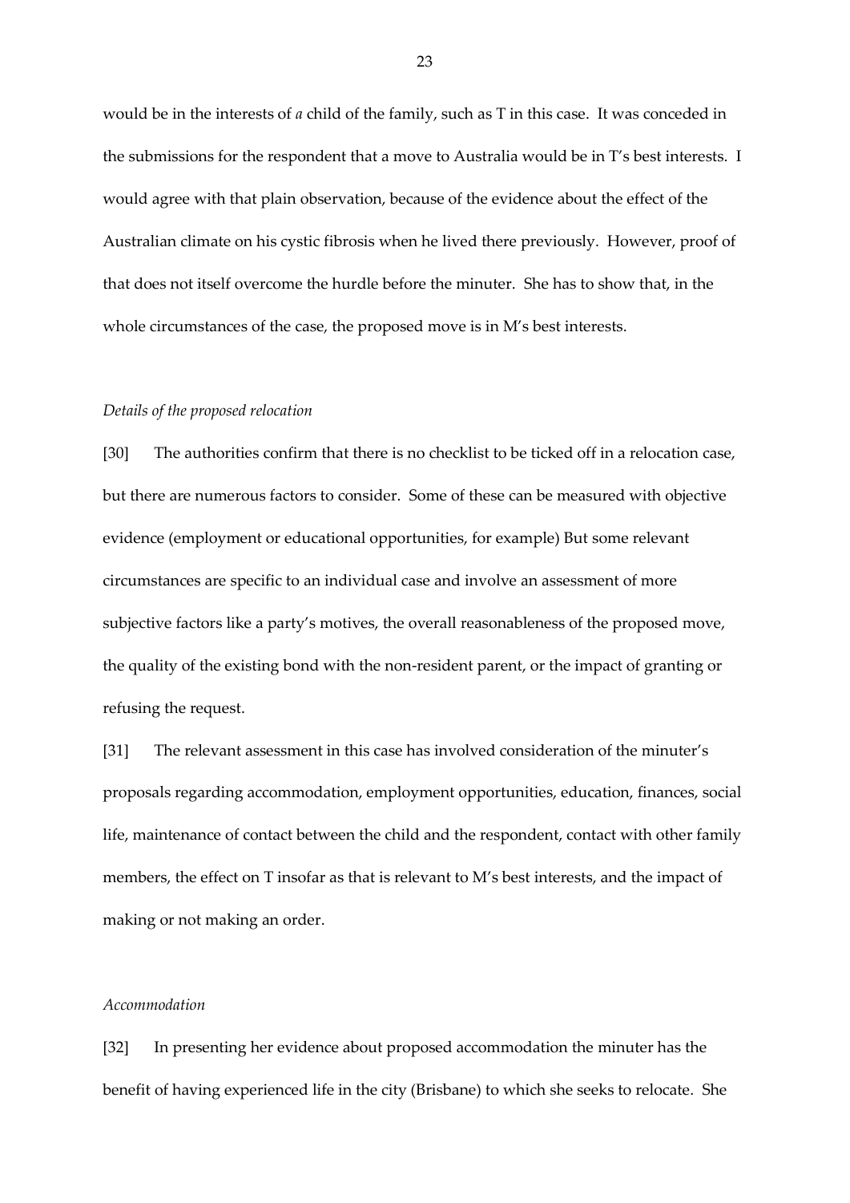would be in the interests of *a* child of the family, such as T in this case. It was conceded in the submissions for the respondent that a move to Australia would be in T's best interests. I would agree with that plain observation, because of the evidence about the effect of the Australian climate on his cystic fibrosis when he lived there previously. However, proof of that does not itself overcome the hurdle before the minuter. She has to show that, in the whole circumstances of the case, the proposed move is in M's best interests.

*Details of the proposed relocation*

[30] The authorities confirm that there is no checklist to be ticked off in a relocation case, but there are numerous factors to consider. Some of these can be measured with objective evidence (employment or educational opportunities, for example) But some relevant circumstances are specific to an individual case and involve an assessment of more subjective factors like a party's motives, the overall reasonableness of the proposed move, the quality of the existing bond with the non-resident parent, or the impact of granting or refusing the request.

[31] The relevant assessment in this case has involved consideration of the minuter's proposals regarding accommodation, employment opportunities, education, finances, social life, maintenance of contact between the child and the respondent, contact with other family members, the effect on T insofar as that is relevant to M's best interests, and the impact of making or not making an order.

*Accommodation*

[32] In presenting her evidence about proposed accommodation the minuter has the benefit of having experienced life in the city (Brisbane) to which she seeks to relocate. She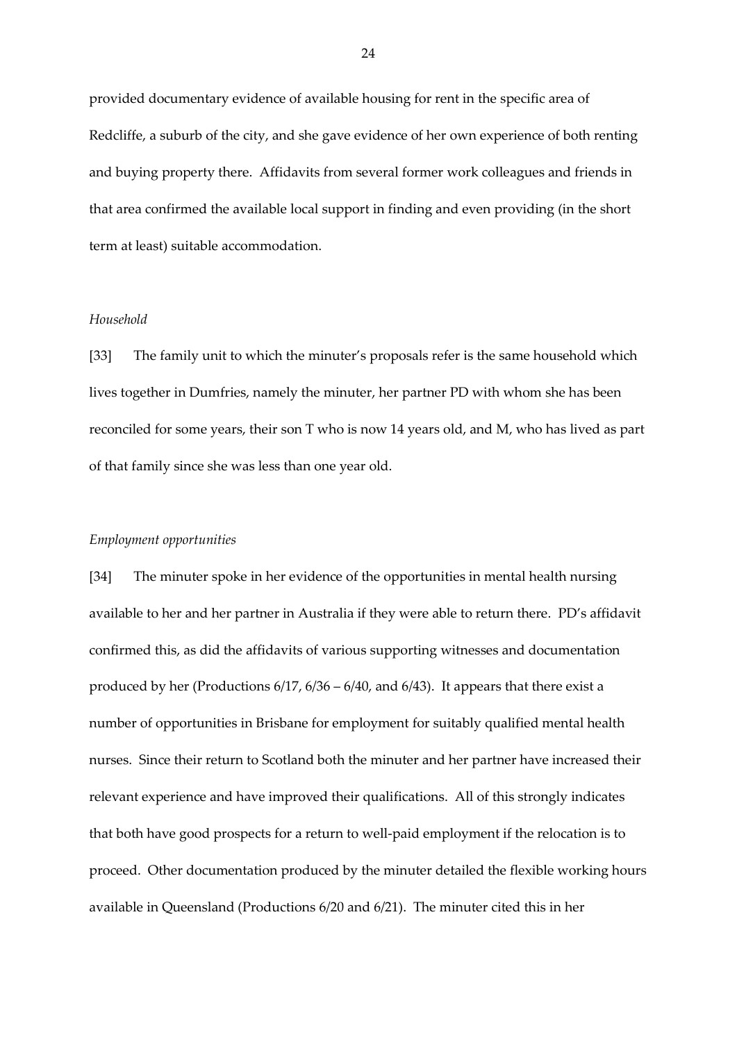provided documentary evidence of available housing for rent in the specific area of Redcliffe, a suburb of the city, and she gave evidence of her own experience of both renting and buying property there. Affidavits from several former work colleagues and friends in that area confirmed the available local support in finding and even providing (in the short term at least) suitable accommodation.

*Household*

[33] The family unit to which the minuter's proposals refer is the same household which lives together in Dumfries, namely the minuter, her partner PD with whom she has been reconciled for some years, their son T who is now 14 years old, and M, who has lived as part of that family since she was less than one year old.

*Employment opportunities*

[34] The minuter spoke in her evidence of the opportunities in mental health nursing available to her and her partner in Australia if they were able to return there. PD's affidavit confirmed this, as did the affidavits of various supporting witnesses and documentation produced by her (Productions 6/17, 6/36 – 6/40, and 6/43). It appears that there exist a number of opportunities in Brisbane for employment for suitably qualified mental health nurses. Since their return to Scotland both the minuter and her partner have increased their relevant experience and have improved their qualifications. All of this strongly indicates that both have good prospects for a return to well-paid employment if the relocation is to proceed. Other documentation produced by the minuter detailed the flexible working hours available in Queensland (Productions 6/20 and 6/21). The minuter cited this in her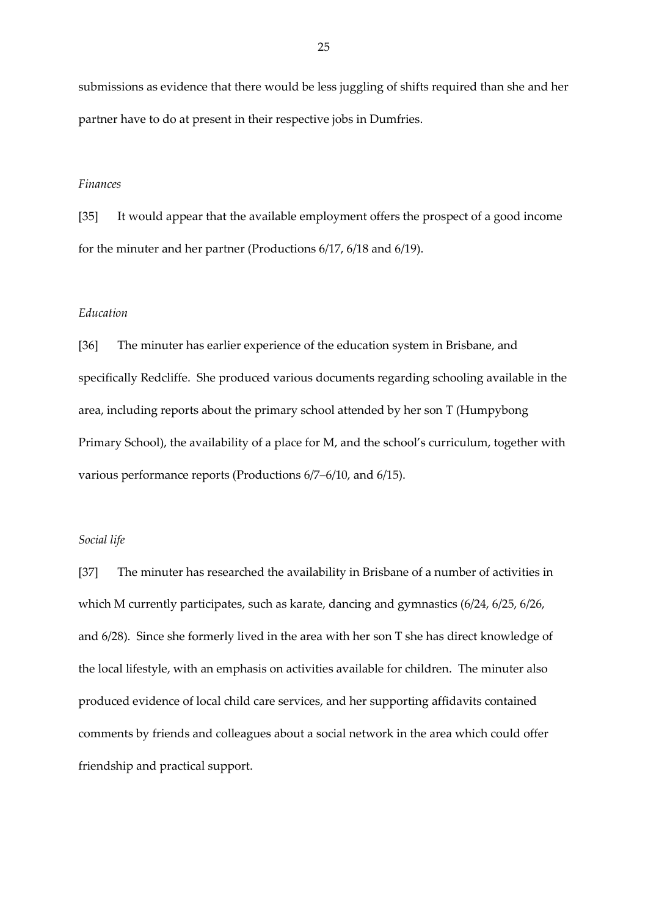submissions as evidence that there would be less juggling of shifts required than she and her partner have to do at present in their respective jobs in Dumfries.

*Finances*

[35] It would appear that the available employment offers the prospect of a good income for the minuter and her partner (Productions 6/17, 6/18 and 6/19).

*Education*

[36] The minuter has earlier experience of the education system in Brisbane, and specifically Redcliffe. She produced various documents regarding schooling available in the area, including reports about the primary school attended by her son T (Humpybong Primary School), the availability of a place for M, and the school's curriculum, together with various performance reports (Productions 6/7–6/10, and 6/15).

*Social life*

[37] The minuter has researched the availability in Brisbane of a number of activities in which M currently participates, such as karate, dancing and gymnastics (6/24, 6/25, 6/26, and 6/28). Since she formerly lived in the area with her son T she has direct knowledge of the local lifestyle, with an emphasis on activities available for children. The minuter also produced evidence of local child care services, and her supporting affidavits contained comments by friends and colleagues about a social network in the area which could offer friendship and practical support.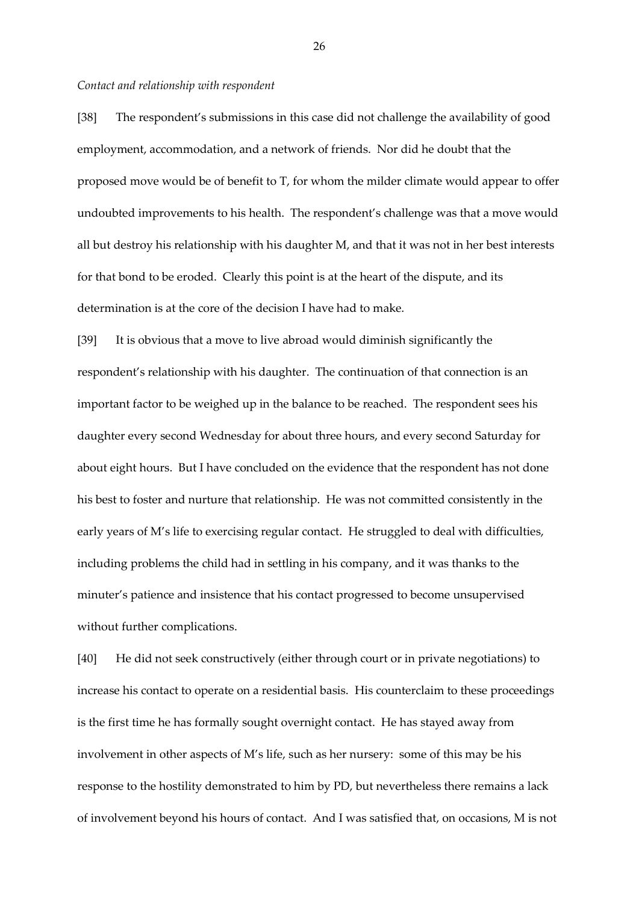*Contact and relationship with respondent*

[38] The respondent's submissions in this case did not challenge the availability of good employment, accommodation, and a network of friends. Nor did he doubt that the proposed move would be of benefit to T, for whom the milder climate would appear to offer undoubted improvements to his health. The respondent's challenge was that a move would all but destroy his relationship with his daughter M, and that it was not in her best interests for that bond to be eroded. Clearly this point is at the heart of the dispute, and its determination is at the core of the decision I have had to make.

[39] It is obvious that a move to live abroad would diminish significantly the respondent's relationship with his daughter. The continuation of that connection is an important factor to be weighed up in the balance to be reached. The respondent sees his daughter every second Wednesday for about three hours, and every second Saturday for about eight hours. But I have concluded on the evidence that the respondent has not done his best to foster and nurture that relationship. He was not committed consistently in the early years of M's life to exercising regular contact. He struggled to deal with difficulties, including problems the child had in settling in his company, and it was thanks to the minuter's patience and insistence that his contact progressed to become unsupervised without further complications.

[40] He did not seek constructively (either through court or in private negotiations) to increase his contact to operate on a residential basis. His counterclaim to these proceedings is the first time he has formally sought overnight contact. He has stayed away from involvement in other aspects of M's life, such as her nursery: some of this may be his response to the hostility demonstrated to him by PD, but nevertheless there remains a lack of involvement beyond his hours of contact. And I was satisfied that, on occasions, M is not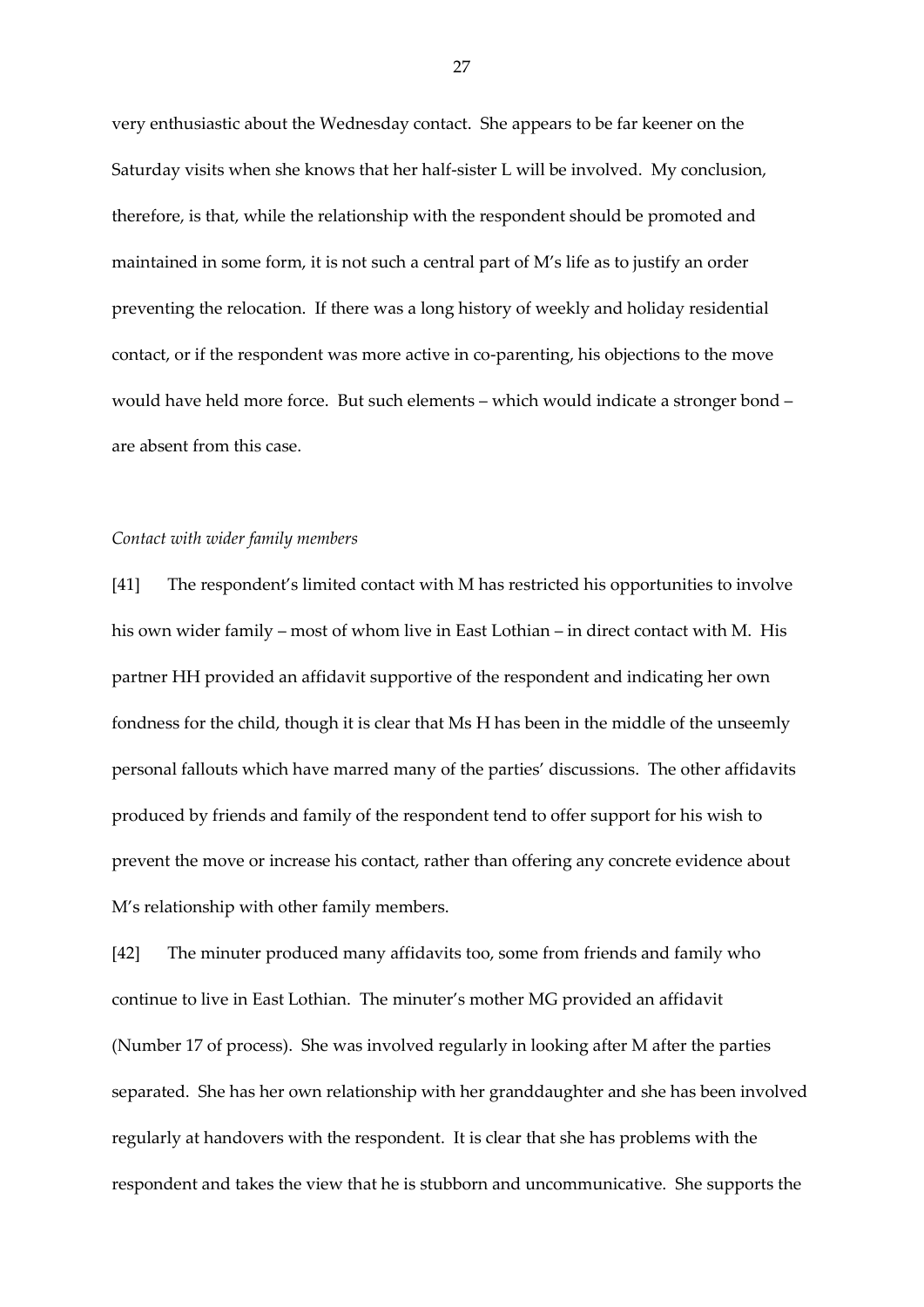very enthusiastic about the Wednesday contact. She appears to be far keener on the Saturday visits when she knows that her half-sister L will be involved. My conclusion, therefore, is that, while the relationship with the respondent should be promoted and maintained in some form, it is not such a central part of M's life as to justify an order preventing the relocation. If there was a long history of weekly and holiday residential contact, or if the respondent was more active in co-parenting, his objections to the move would have held more force. But such elements – which would indicate a stronger bond – are absent from this case.

*Contact with wider family members*

[41] The respondent's limited contact with M has restricted his opportunities to involve his own wider family – most of whom live in East Lothian – in direct contact with M. His partner HH provided an affidavit supportive of the respondent and indicating her own fondness for the child, though it is clear that Ms H has been in the middle of the unseemly personal fallouts which have marred many of the parties' discussions. The other affidavits produced by friends and family of the respondent tend to offer support for his wish to prevent the move or increase his contact, rather than offering any concrete evidence about M's relationship with other family members.

[42] The minuter produced many affidavits too, some from friends and family who continue to live in East Lothian. The minuter's mother MG provided an affidavit (Number 17 of process). She was involved regularly in looking after M after the parties separated. She has her own relationship with her granddaughter and she has been involved regularly at handovers with the respondent. It is clear that she has problems with the respondent and takes the view that he is stubborn and uncommunicative. She supports the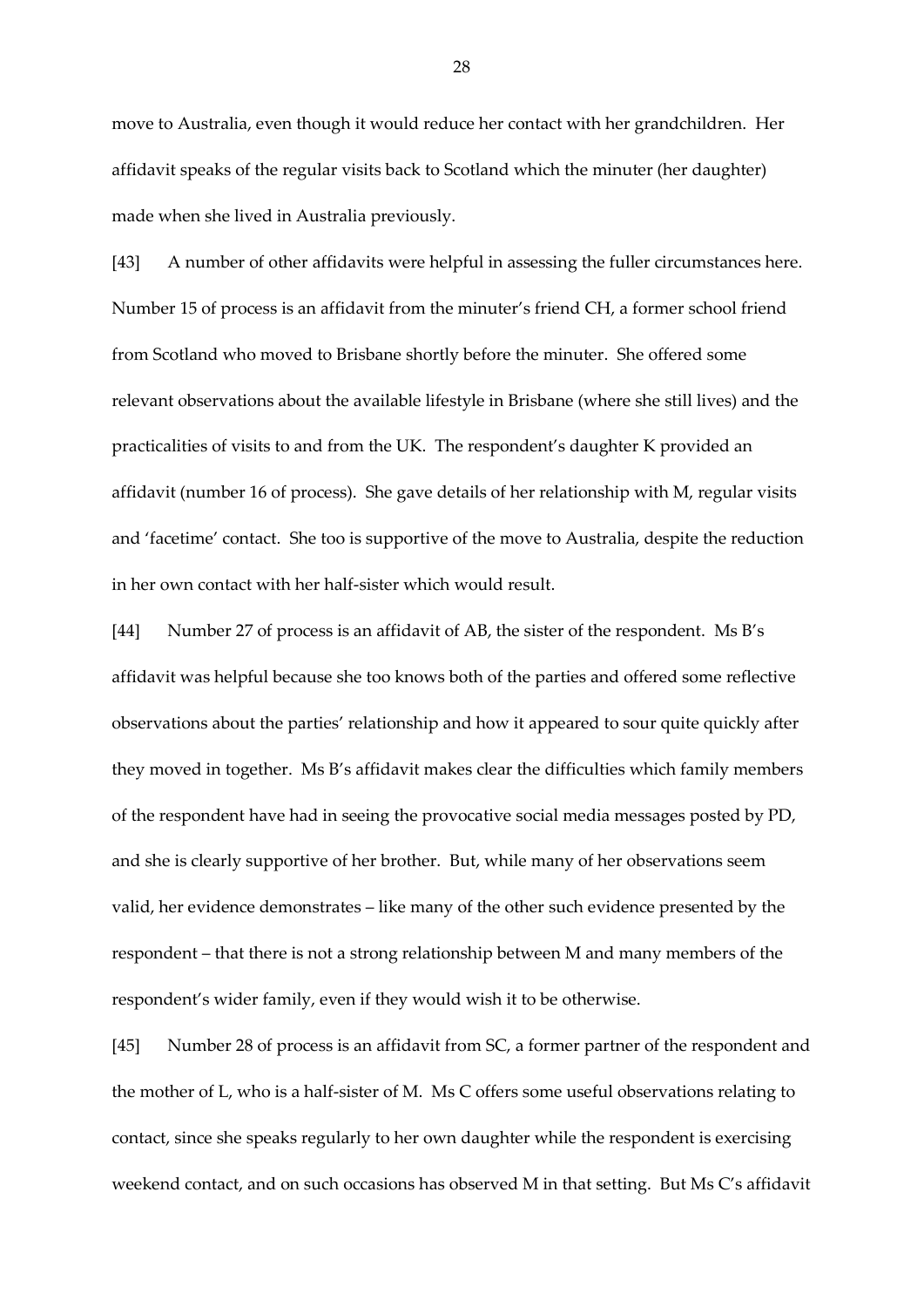move to Australia, even though it would reduce her contact with her grandchildren. Her affidavit speaks of the regular visits back to Scotland which the minuter (her daughter) made when she lived in Australia previously.

[43] A number of other affidavits were helpful in assessing the fuller circumstances here. Number 15 of process is an affidavit from the minuter's friend CH, a former school friend from Scotland who moved to Brisbane shortly before the minuter. She offered some relevant observations about the available lifestyle in Brisbane (where she still lives) and the practicalities of visits to and from the UK. The respondent's daughter K provided an affidavit (number 16 of process). She gave details of her relationship with M, regular visits and 'facetime' contact. She too is supportive of the move to Australia, despite the reduction in her own contact with her half-sister which would result.

[44] Number 27 of process is an affidavit of AB, the sister of the respondent. Ms B's affidavit was helpful because she too knows both of the parties and offered some reflective observations about the parties' relationship and how it appeared to sour quite quickly after they moved in together. Ms B's affidavit makes clear the difficulties which family members of the respondent have had in seeing the provocative social media messages posted by PD, and she is clearly supportive of her brother. But, while many of her observations seem valid, her evidence demonstrates – like many of the other such evidence presented by the respondent – that there is not a strong relationship between M and many members of the respondent's wider family, even if they would wish it to be otherwise.

[45] Number 28 of process is an affidavit from SC, a former partner of the respondent and the mother of L, who is a half-sister of M. Ms C offers some useful observations relating to contact, since she speaks regularly to her own daughter while the respondent is exercising weekend contact, and on such occasions has observed M in that setting. But Ms C's affidavit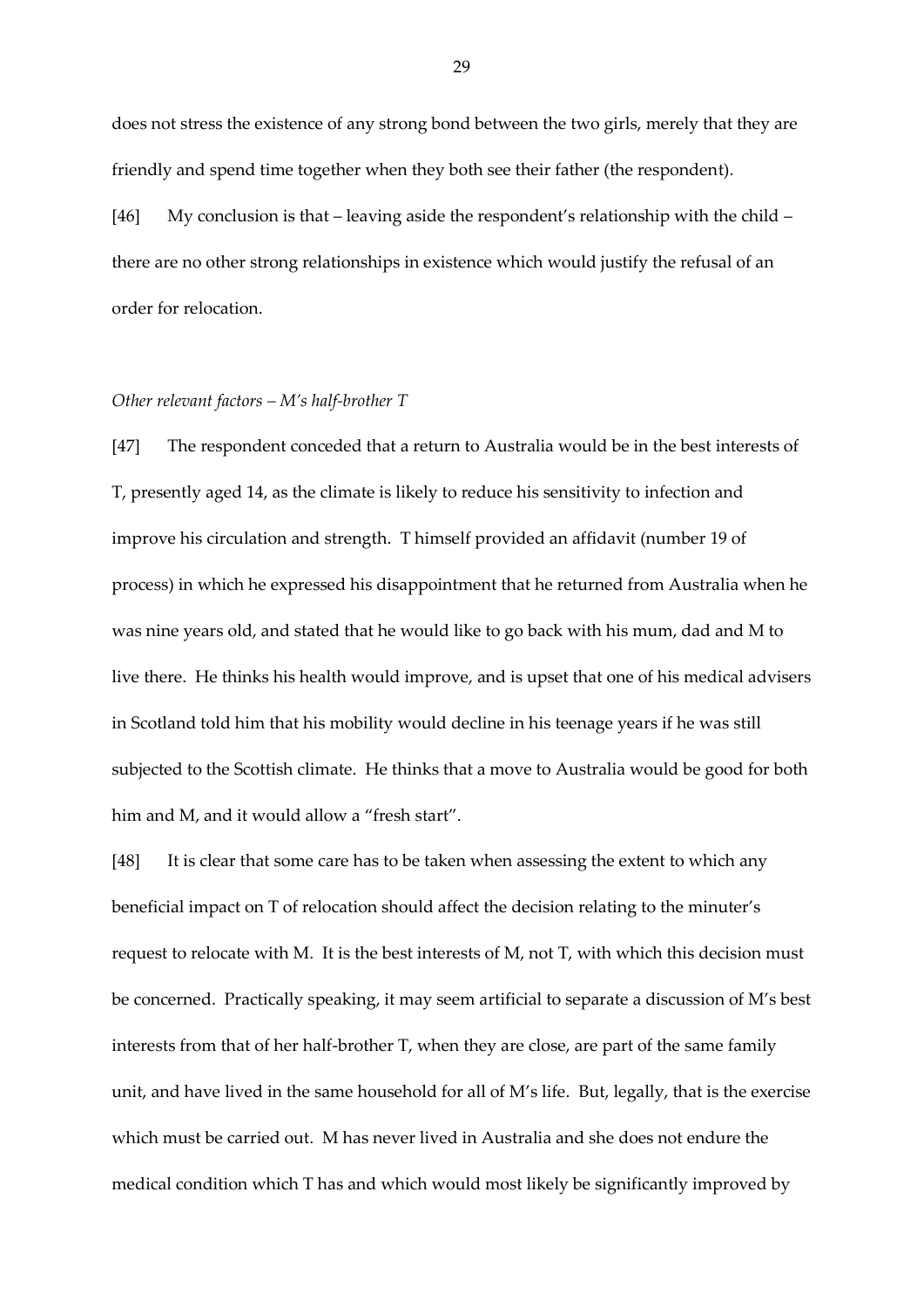does not stress the existence of any strong bond between the two girls, merely that they are friendly and spend time together when they both see their father (the respondent).

[46] My conclusion is that – leaving aside the respondent's relationship with the child – there are no other strong relationships in existence which would justify the refusal of an order for relocation.

*Other relevant factors – M's half-brother T*

[47] The respondent conceded that a return to Australia would be in the best interests of T, presently aged 14, as the climate is likely to reduce his sensitivity to infection and improve his circulation and strength. T himself provided an affidavit (number 19 of process) in which he expressed his disappointment that he returned from Australia when he was nine years old, and stated that he would like to go back with his mum, dad and M to live there. He thinks his health would improve, and is upset that one of his medical advisers in Scotland told him that his mobility would decline in his teenage years if he was still subjected to the Scottish climate. He thinks that a move to Australia would be good for both him and M, and it would allow a "fresh start".

[48] It is clear that some care has to be taken when assessing the extent to which any beneficial impact on T of relocation should affect the decision relating to the minuter's request to relocate with M. It is the best interests of M, not T, with which this decision must be concerned. Practically speaking, it may seem artificial to separate a discussion of M's best interests from that of her half-brother T, when they are close, are part of the same family unit, and have lived in the same household for all of M's life. But, legally, that is the exercise which must be carried out. M has never lived in Australia and she does not endure the medical condition which T has and which would most likely be significantly improved by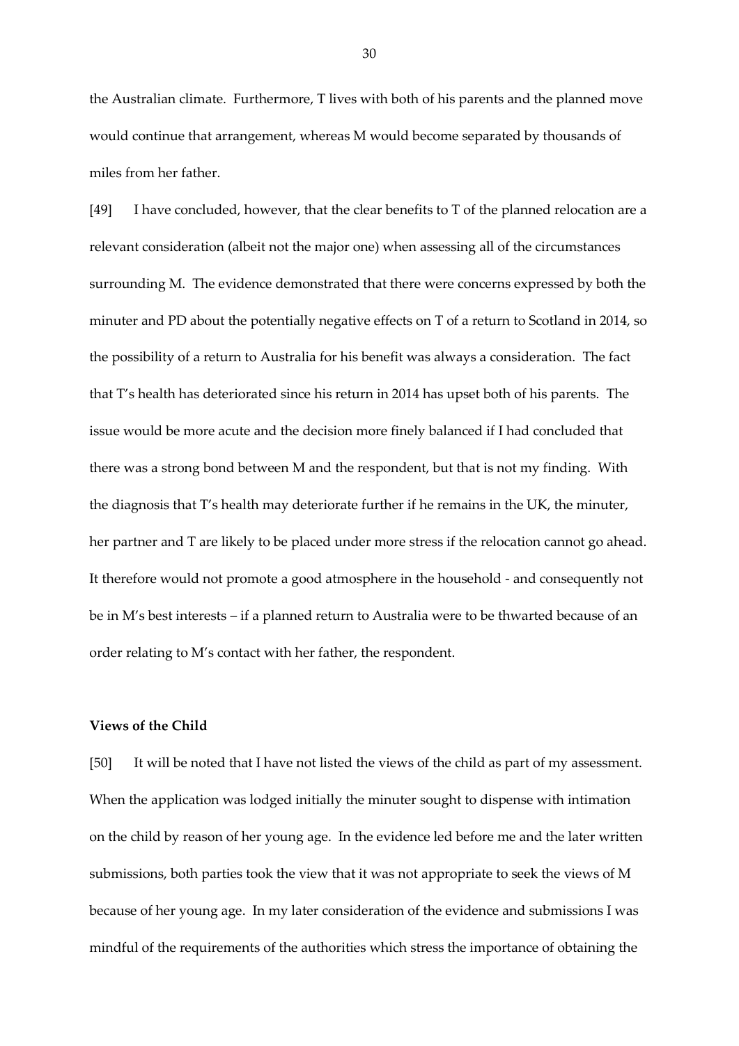the Australian climate. Furthermore, T lives with both of his parents and the planned move would continue that arrangement, whereas M would become separated by thousands of miles from her father.

[49] I have concluded, however, that the clear benefits to T of the planned relocation are a relevant consideration (albeit not the major one) when assessing all of the circumstances surrounding M. The evidence demonstrated that there were concerns expressed by both the minuter and PD about the potentially negative effects on T of a return to Scotland in 2014, so the possibility of a return to Australia for his benefit was always a consideration. The fact that T's health has deteriorated since his return in 2014 has upset both of his parents. The issue would be more acute and the decision more finely balanced if I had concluded that there was a strong bond between M and the respondent, but that is not my finding. With the diagnosis that T's health may deteriorate further if he remains in the UK, the minuter, her partner and T are likely to be placed under more stress if the relocation cannot go ahead. It therefore would not promote a good atmosphere in the household - and consequently not be in M's best interests – if a planned return to Australia were to be thwarted because of an order relating to M's contact with her father, the respondent.

**Views of the Child**

[50] It will be noted that I have not listed the views of the child as part of my assessment. When the application was lodged initially the minuter sought to dispense with intimation on the child by reason of her young age. In the evidence led before me and the later written submissions, both parties took the view that it was not appropriate to seek the views of M because of her young age. In my later consideration of the evidence and submissions I was mindful of the requirements of the authorities which stress the importance of obtaining the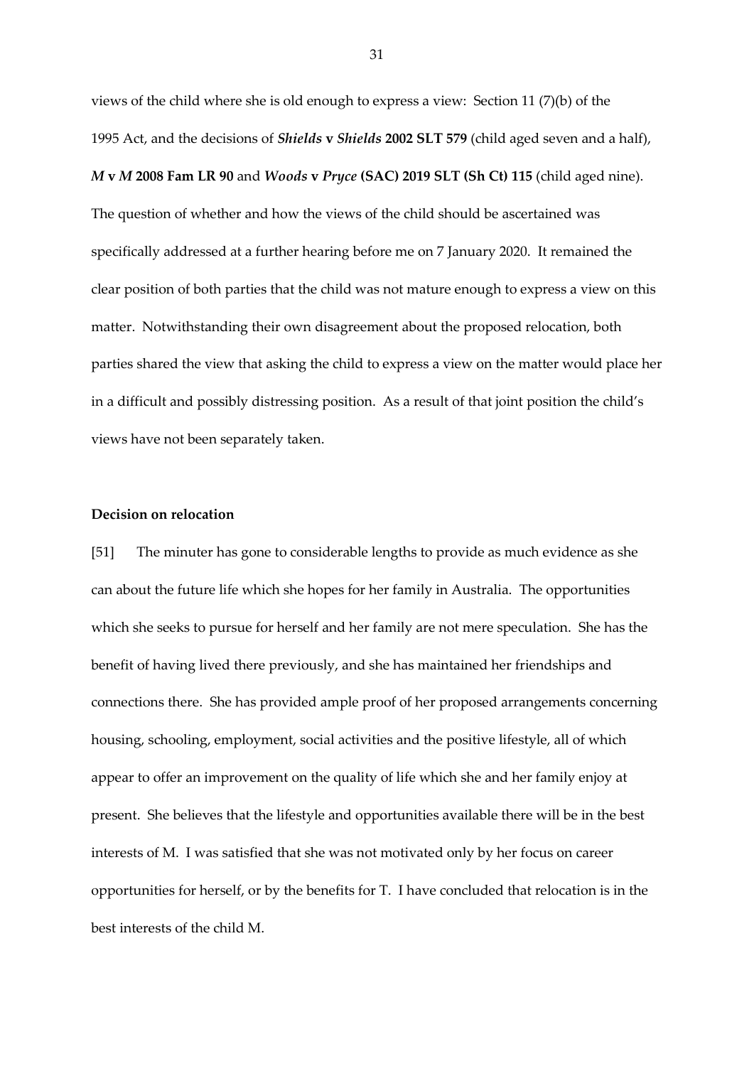views of the child where she is old enough to express a view: Section 11 (7)(b) of the 1995 Act, and the decisions of ***Shields* v *Shields* 2002 SLT 579** (child aged seven and a half), ***M* v *M* 2008 Fam LR 90** and ***Woods* v *Pryce* (SAC) 2019 SLT (Sh Ct) 115** (child aged nine). The question of whether and how the views of the child should be ascertained was specifically addressed at a further hearing before me on 7 January 2020. It remained the clear position of both parties that the child was not mature enough to express a view on this matter. Notwithstanding their own disagreement about the proposed relocation, both parties shared the view that asking the child to express a view on the matter would place her in a difficult and possibly distressing position. As a result of that joint position the child's views have not been separately taken.

**Decision on relocation**

[51] The minuter has gone to considerable lengths to provide as much evidence as she can about the future life which she hopes for her family in Australia. The opportunities which she seeks to pursue for herself and her family are not mere speculation. She has the benefit of having lived there previously, and she has maintained her friendships and connections there. She has provided ample proof of her proposed arrangements concerning housing, schooling, employment, social activities and the positive lifestyle, all of which appear to offer an improvement on the quality of life which she and her family enjoy at present. She believes that the lifestyle and opportunities available there will be in the best interests of M. I was satisfied that she was not motivated only by her focus on career opportunities for herself, or by the benefits for T. I have concluded that relocation is in the best interests of the child M.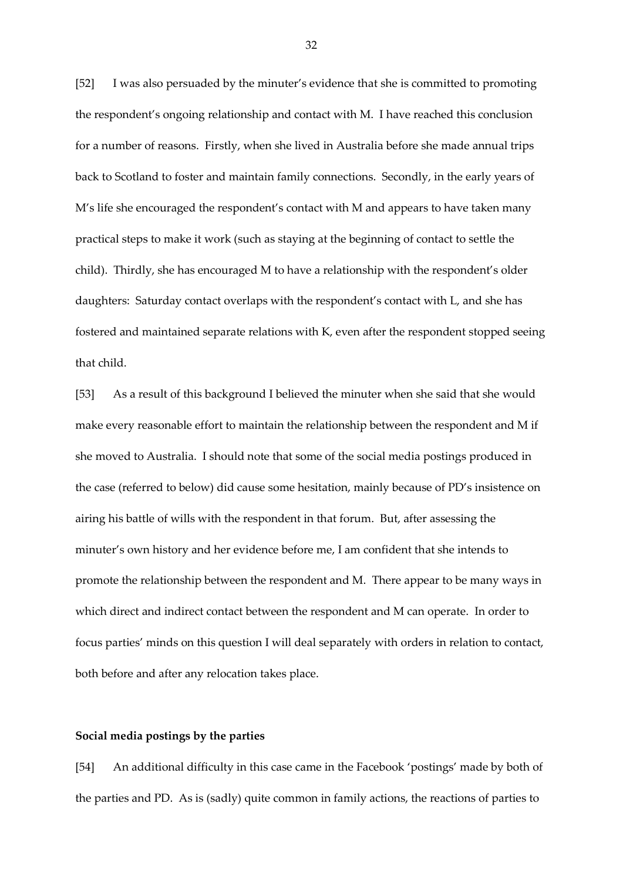[52] I was also persuaded by the minuter's evidence that she is committed to promoting the respondent's ongoing relationship and contact with M. I have reached this conclusion for a number of reasons. Firstly, when she lived in Australia before she made annual trips back to Scotland to foster and maintain family connections. Secondly, in the early years of M's life she encouraged the respondent's contact with M and appears to have taken many practical steps to make it work (such as staying at the beginning of contact to settle the child). Thirdly, she has encouraged M to have a relationship with the respondent's older daughters: Saturday contact overlaps with the respondent's contact with L, and she has fostered and maintained separate relations with K, even after the respondent stopped seeing that child.

[53] As a result of this background I believed the minuter when she said that she would make every reasonable effort to maintain the relationship between the respondent and M if she moved to Australia. I should note that some of the social media postings produced in the case (referred to below) did cause some hesitation, mainly because of PD's insistence on airing his battle of wills with the respondent in that forum. But, after assessing the minuter's own history and her evidence before me, I am confident that she intends to promote the relationship between the respondent and M. There appear to be many ways in which direct and indirect contact between the respondent and M can operate. In order to focus parties' minds on this question I will deal separately with orders in relation to contact, both before and after any relocation takes place.

**Social media postings by the parties**

[54] An additional difficulty in this case came in the Facebook 'postings' made by both of the parties and PD. As is (sadly) quite common in family actions, the reactions of parties to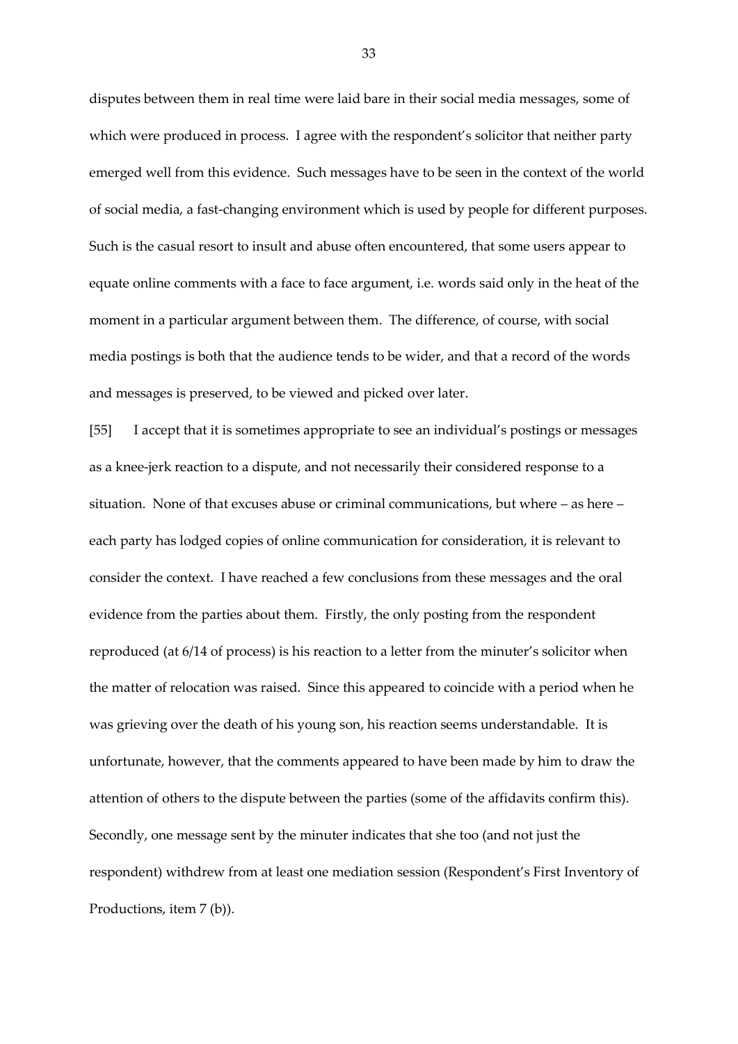disputes between them in real time were laid bare in their social media messages, some of which were produced in process. I agree with the respondent's solicitor that neither party emerged well from this evidence. Such messages have to be seen in the context of the world of social media, a fast-changing environment which is used by people for different purposes. Such is the casual resort to insult and abuse often encountered, that some users appear to equate online comments with a face to face argument, i.e. words said only in the heat of the moment in a particular argument between them. The difference, of course, with social media postings is both that the audience tends to be wider, and that a record of the words and messages is preserved, to be viewed and picked over later.

[55] I accept that it is sometimes appropriate to see an individual's postings or messages as a knee-jerk reaction to a dispute, and not necessarily their considered response to a situation. None of that excuses abuse or criminal communications, but where – as here – each party has lodged copies of online communication for consideration, it is relevant to consider the context. I have reached a few conclusions from these messages and the oral evidence from the parties about them. Firstly, the only posting from the respondent reproduced (at 6/14 of process) is his reaction to a letter from the minuter's solicitor when the matter of relocation was raised. Since this appeared to coincide with a period when he was grieving over the death of his young son, his reaction seems understandable. It is unfortunate, however, that the comments appeared to have been made by him to draw the attention of others to the dispute between the parties (some of the affidavits confirm this). Secondly, one message sent by the minuter indicates that she too (and not just the respondent) withdrew from at least one mediation session (Respondent's First Inventory of Productions, item 7 (b)).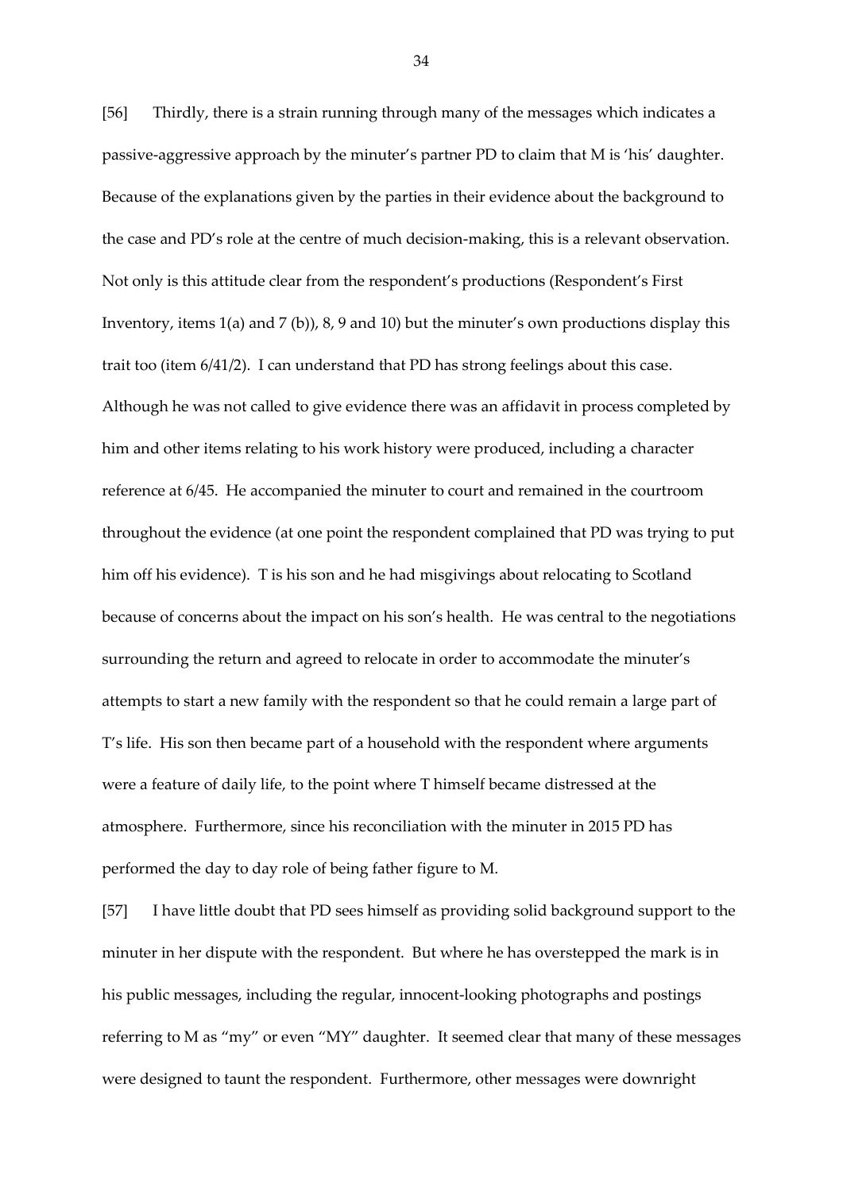[56] Thirdly, there is a strain running through many of the messages which indicates a passive-aggressive approach by the minuter's partner PD to claim that M is 'his' daughter. Because of the explanations given by the parties in their evidence about the background to the case and PD's role at the centre of much decision-making, this is a relevant observation. Not only is this attitude clear from the respondent's productions (Respondent's First Inventory, items 1(a) and 7 (b)), 8, 9 and 10) but the minuter's own productions display this trait too (item 6/41/2). I can understand that PD has strong feelings about this case. Although he was not called to give evidence there was an affidavit in process completed by him and other items relating to his work history were produced, including a character reference at 6/45. He accompanied the minuter to court and remained in the courtroom throughout the evidence (at one point the respondent complained that PD was trying to put him off his evidence). T is his son and he had misgivings about relocating to Scotland because of concerns about the impact on his son's health. He was central to the negotiations surrounding the return and agreed to relocate in order to accommodate the minuter's attempts to start a new family with the respondent so that he could remain a large part of T's life. His son then became part of a household with the respondent where arguments were a feature of daily life, to the point where T himself became distressed at the atmosphere. Furthermore, since his reconciliation with the minuter in 2015 PD has performed the day to day role of being father figure to M.

[57] I have little doubt that PD sees himself as providing solid background support to the minuter in her dispute with the respondent. But where he has overstepped the mark is in his public messages, including the regular, innocent-looking photographs and postings referring to M as "my" or even "MY" daughter. It seemed clear that many of these messages were designed to taunt the respondent. Furthermore, other messages were downright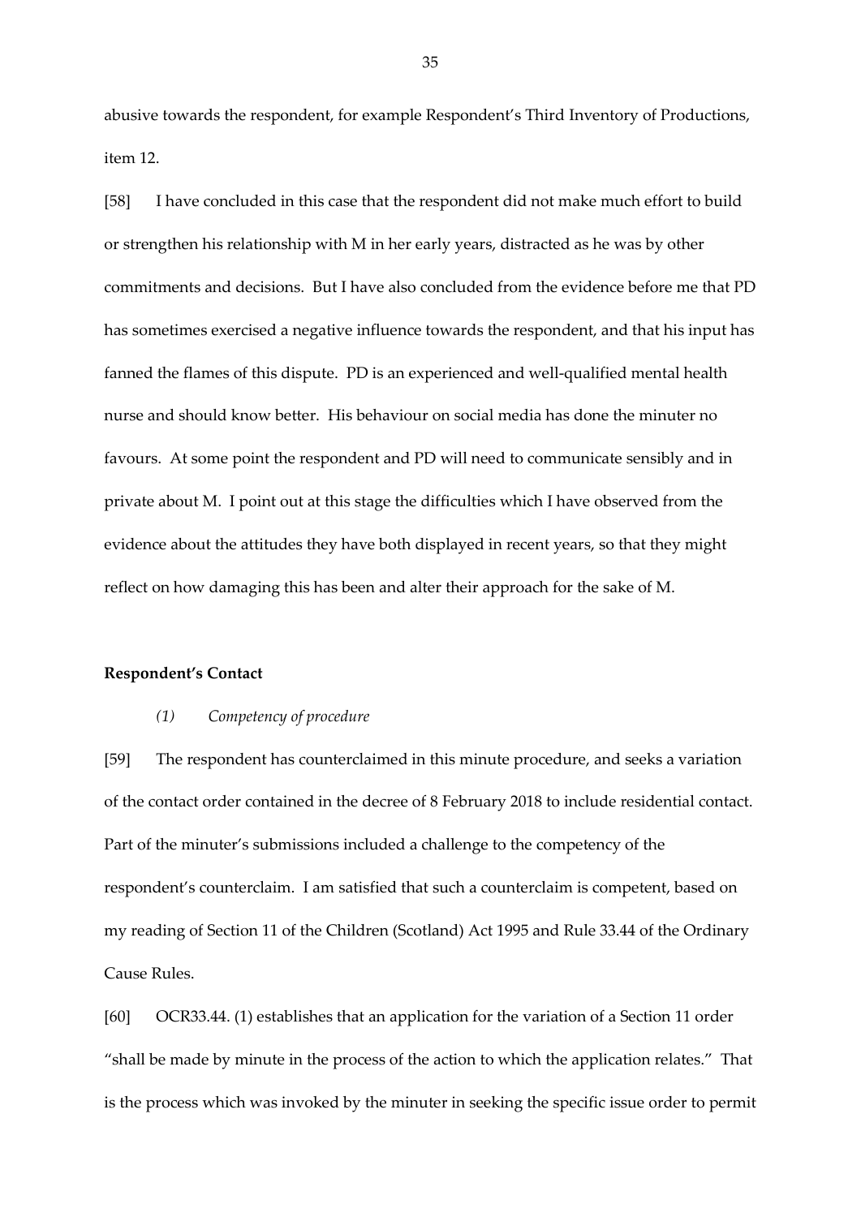abusive towards the respondent, for example Respondent's Third Inventory of Productions, item 12.

[58] I have concluded in this case that the respondent did not make much effort to build or strengthen his relationship with M in her early years, distracted as he was by other commitments and decisions. But I have also concluded from the evidence before me that PD has sometimes exercised a negative influence towards the respondent, and that his input has fanned the flames of this dispute. PD is an experienced and well-qualified mental health nurse and should know better. His behaviour on social media has done the minuter no favours. At some point the respondent and PD will need to communicate sensibly and in private about M. I point out at this stage the difficulties which I have observed from the evidence about the attitudes they have both displayed in recent years, so that they might reflect on how damaging this has been and alter their approach for the sake of M.

**Respondent's Contact**

*(1) Competency of procedure*

[59] The respondent has counterclaimed in this minute procedure, and seeks a variation of the contact order contained in the decree of 8 February 2018 to include residential contact. Part of the minuter's submissions included a challenge to the competency of the respondent's counterclaim. I am satisfied that such a counterclaim is competent, based on my reading of Section 11 of the Children (Scotland) Act 1995 and Rule 33.44 of the Ordinary Cause Rules.

[60] OCR33.44. (1) establishes that an application for the variation of a Section 11 order "shall be made by minute in the process of the action to which the application relates." That is the process which was invoked by the minuter in seeking the specific issue order to permit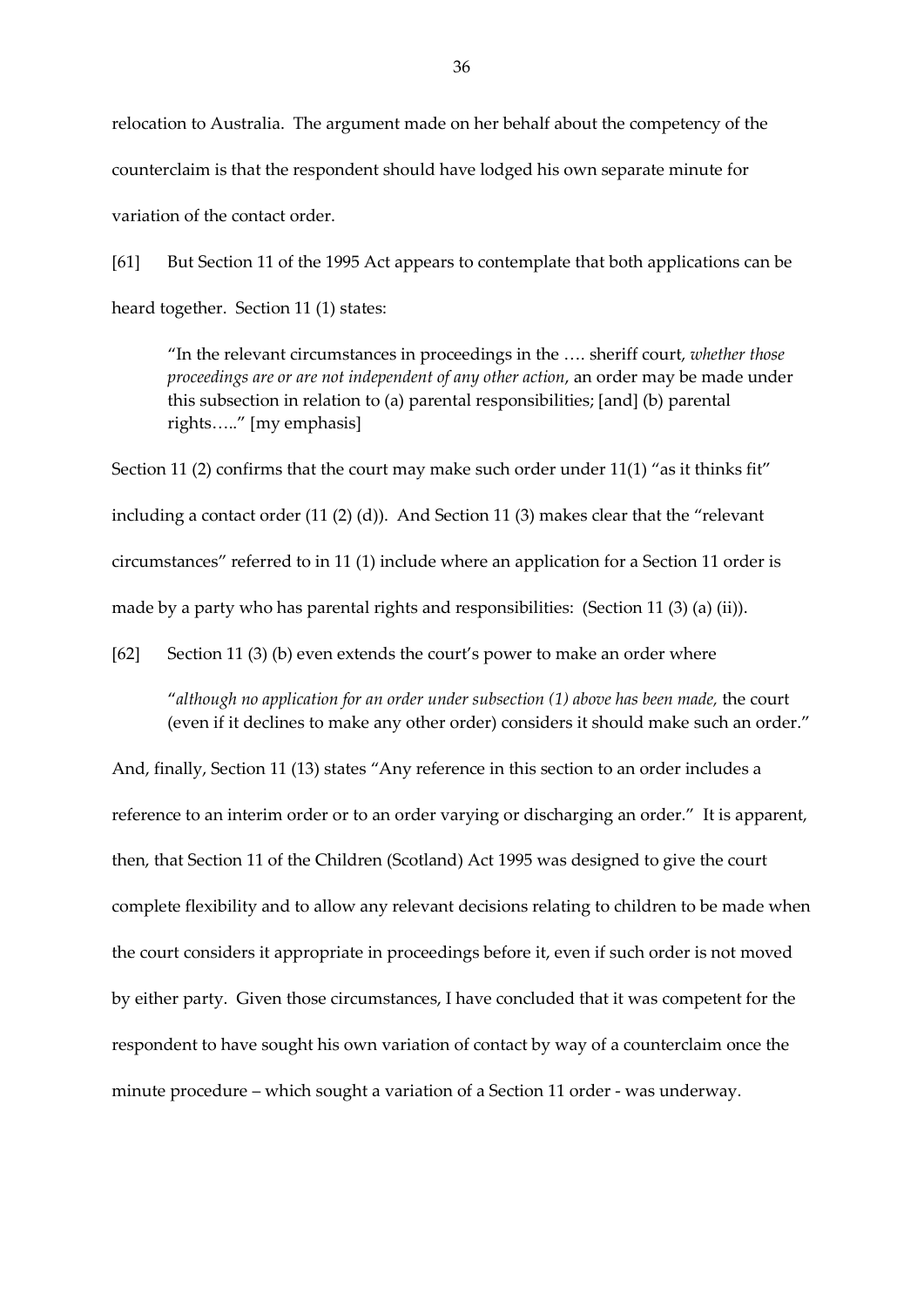relocation to Australia. The argument made on her behalf about the competency of the counterclaim is that the respondent should have lodged his own separate minute for variation of the contact order.

[61] But Section 11 of the 1995 Act appears to contemplate that both applications can be heard together. Section 11 (1) states:

> "In the relevant circumstances in proceedings in the …. sheriff court, *whether those proceedings are or are not independent of any other action*, an order may be made under this subsection in relation to (a) parental responsibilities; [and] (b) parental rights….." [my emphasis]

Section 11 (2) confirms that the court may make such order under 11(1) "as it thinks fit" including a contact order (11 (2) (d)). And Section 11 (3) makes clear that the "relevant circumstances" referred to in 11 (1) include where an application for a Section 11 order is made by a party who has parental rights and responsibilities: (Section 11 (3) (a) (ii)).

[62] Section 11 (3) (b) even extends the court's power to make an order where

> "*although no application for an order under subsection (1) above has been made,* the court (even if it declines to make any other order) considers it should make such an order."

And, finally, Section 11 (13) states "Any reference in this section to an order includes a reference to an interim order or to an order varying or discharging an order." It is apparent, then, that Section 11 of the Children (Scotland) Act 1995 was designed to give the court complete flexibility and to allow any relevant decisions relating to children to be made when the court considers it appropriate in proceedings before it, even if such order is not moved by either party. Given those circumstances, I have concluded that it was competent for the respondent to have sought his own variation of contact by way of a counterclaim once the minute procedure – which sought a variation of a Section 11 order - was underway.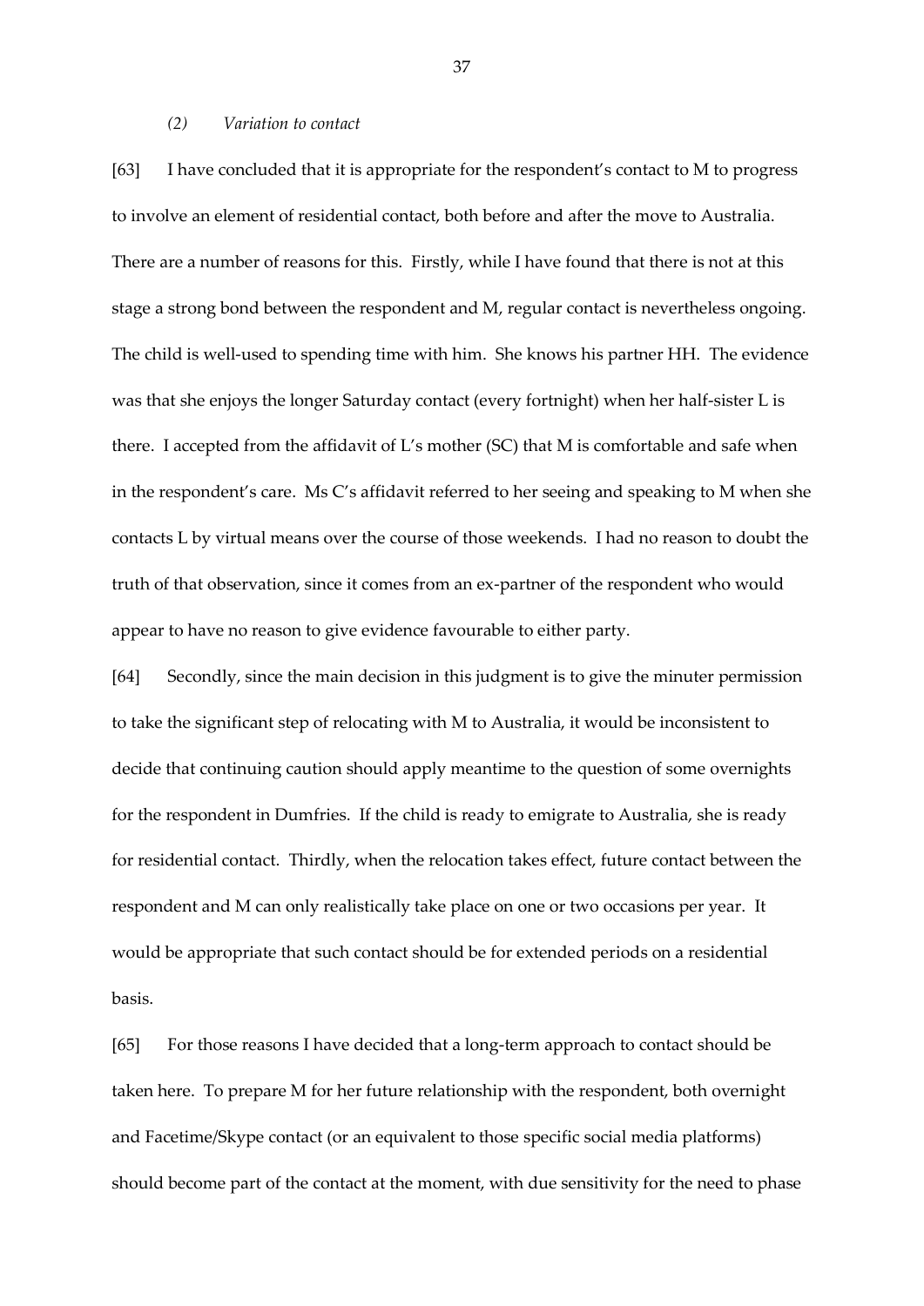*(2) Variation to contact*

[63] I have concluded that it is appropriate for the respondent's contact to M to progress to involve an element of residential contact, both before and after the move to Australia. There are a number of reasons for this. Firstly, while I have found that there is not at this stage a strong bond between the respondent and M, regular contact is nevertheless ongoing. The child is well-used to spending time with him. She knows his partner HH. The evidence was that she enjoys the longer Saturday contact (every fortnight) when her half-sister L is there. I accepted from the affidavit of L's mother (SC) that M is comfortable and safe when in the respondent's care. Ms C's affidavit referred to her seeing and speaking to M when she contacts L by virtual means over the course of those weekends. I had no reason to doubt the truth of that observation, since it comes from an ex-partner of the respondent who would appear to have no reason to give evidence favourable to either party.

[64] Secondly, since the main decision in this judgment is to give the minuter permission to take the significant step of relocating with M to Australia, it would be inconsistent to decide that continuing caution should apply meantime to the question of some overnights for the respondent in Dumfries. If the child is ready to emigrate to Australia, she is ready for residential contact. Thirdly, when the relocation takes effect, future contact between the respondent and M can only realistically take place on one or two occasions per year. It would be appropriate that such contact should be for extended periods on a residential basis.

[65] For those reasons I have decided that a long-term approach to contact should be taken here. To prepare M for her future relationship with the respondent, both overnight and Facetime/Skype contact (or an equivalent to those specific social media platforms) should become part of the contact at the moment, with due sensitivity for the need to phase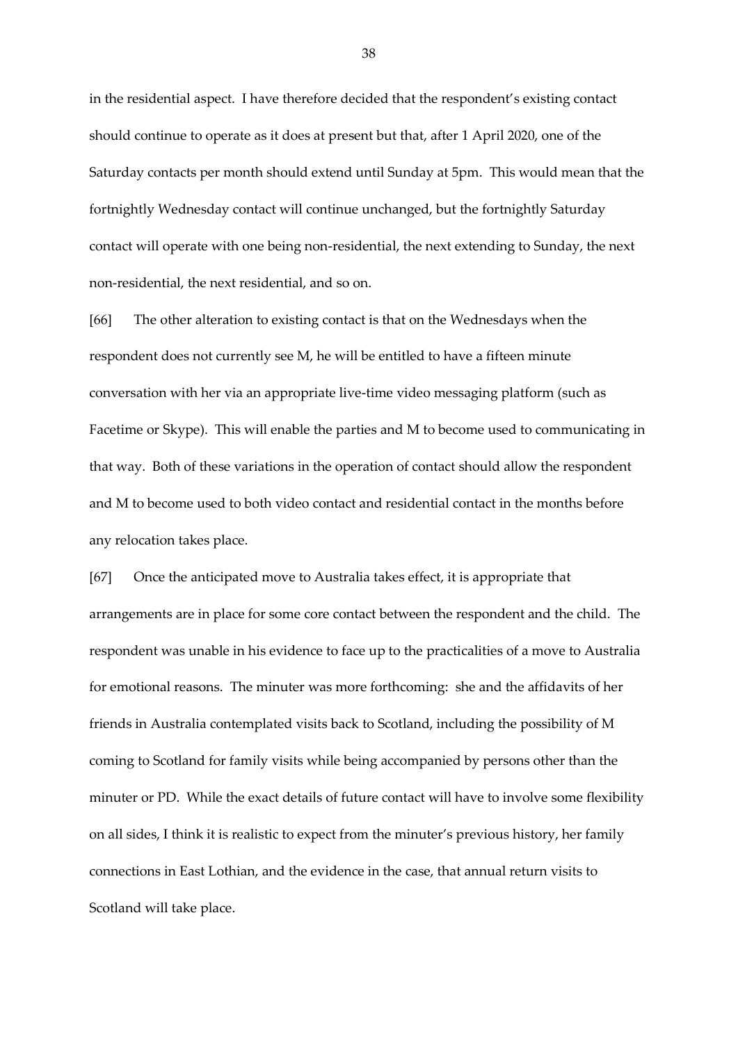in the residential aspect. I have therefore decided that the respondent's existing contact should continue to operate as it does at present but that, after 1 April 2020, one of the Saturday contacts per month should extend until Sunday at 5pm. This would mean that the fortnightly Wednesday contact will continue unchanged, but the fortnightly Saturday contact will operate with one being non-residential, the next extending to Sunday, the next non-residential, the next residential, and so on.

[66] The other alteration to existing contact is that on the Wednesdays when the respondent does not currently see M, he will be entitled to have a fifteen minute conversation with her via an appropriate live-time video messaging platform (such as Facetime or Skype). This will enable the parties and M to become used to communicating in that way. Both of these variations in the operation of contact should allow the respondent and M to become used to both video contact and residential contact in the months before any relocation takes place.

[67] Once the anticipated move to Australia takes effect, it is appropriate that arrangements are in place for some core contact between the respondent and the child. The respondent was unable in his evidence to face up to the practicalities of a move to Australia for emotional reasons. The minuter was more forthcoming: she and the affidavits of her friends in Australia contemplated visits back to Scotland, including the possibility of M coming to Scotland for family visits while being accompanied by persons other than the minuter or PD. While the exact details of future contact will have to involve some flexibility on all sides, I think it is realistic to expect from the minuter's previous history, her family connections in East Lothian, and the evidence in the case, that annual return visits to Scotland will take place.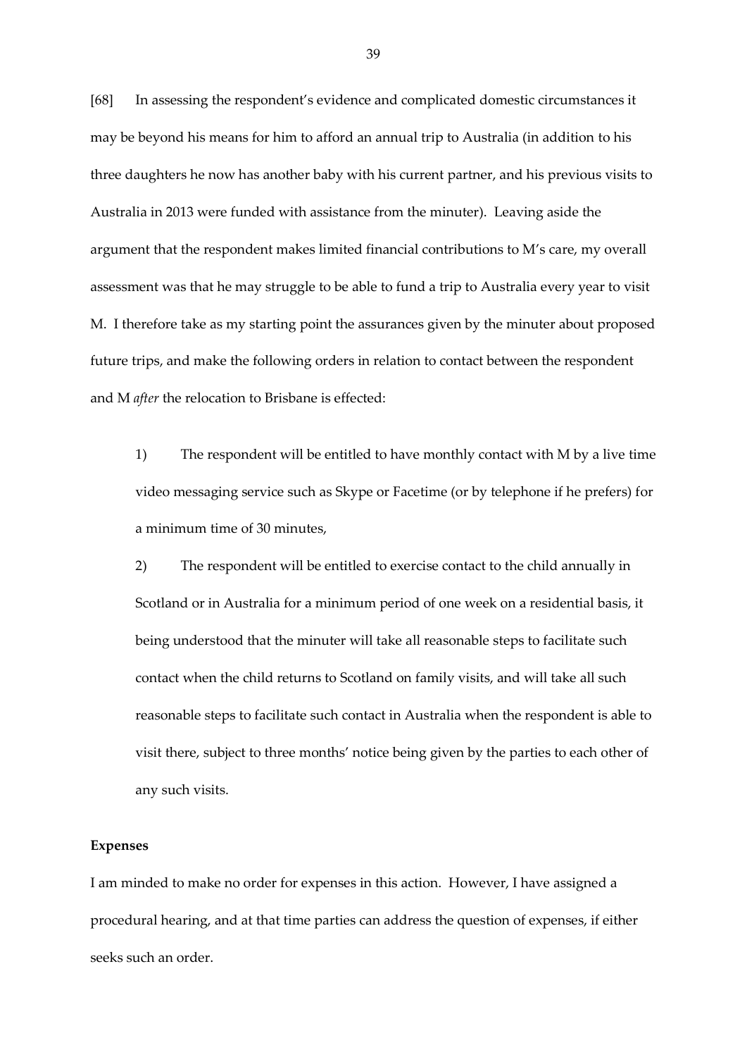[68] In assessing the respondent's evidence and complicated domestic circumstances it may be beyond his means for him to afford an annual trip to Australia (in addition to his three daughters he now has another baby with his current partner, and his previous visits to Australia in 2013 were funded with assistance from the minuter). Leaving aside the argument that the respondent makes limited financial contributions to M's care, my overall assessment was that he may struggle to be able to fund a trip to Australia every year to visit M. I therefore take as my starting point the assurances given by the minuter about proposed future trips, and make the following orders in relation to contact between the respondent and M *after* the relocation to Brisbane is effected:

1) The respondent will be entitled to have monthly contact with M by a live time video messaging service such as Skype or Facetime (or by telephone if he prefers) for a minimum time of 30 minutes,

2) The respondent will be entitled to exercise contact to the child annually in Scotland or in Australia for a minimum period of one week on a residential basis, it being understood that the minuter will take all reasonable steps to facilitate such contact when the child returns to Scotland on family visits, and will take all such reasonable steps to facilitate such contact in Australia when the respondent is able to visit there, subject to three months' notice being given by the parties to each other of any such visits.

**Expenses**

I am minded to make no order for expenses in this action. However, I have assigned a procedural hearing, and at that time parties can address the question of expenses, if either seeks such an order.